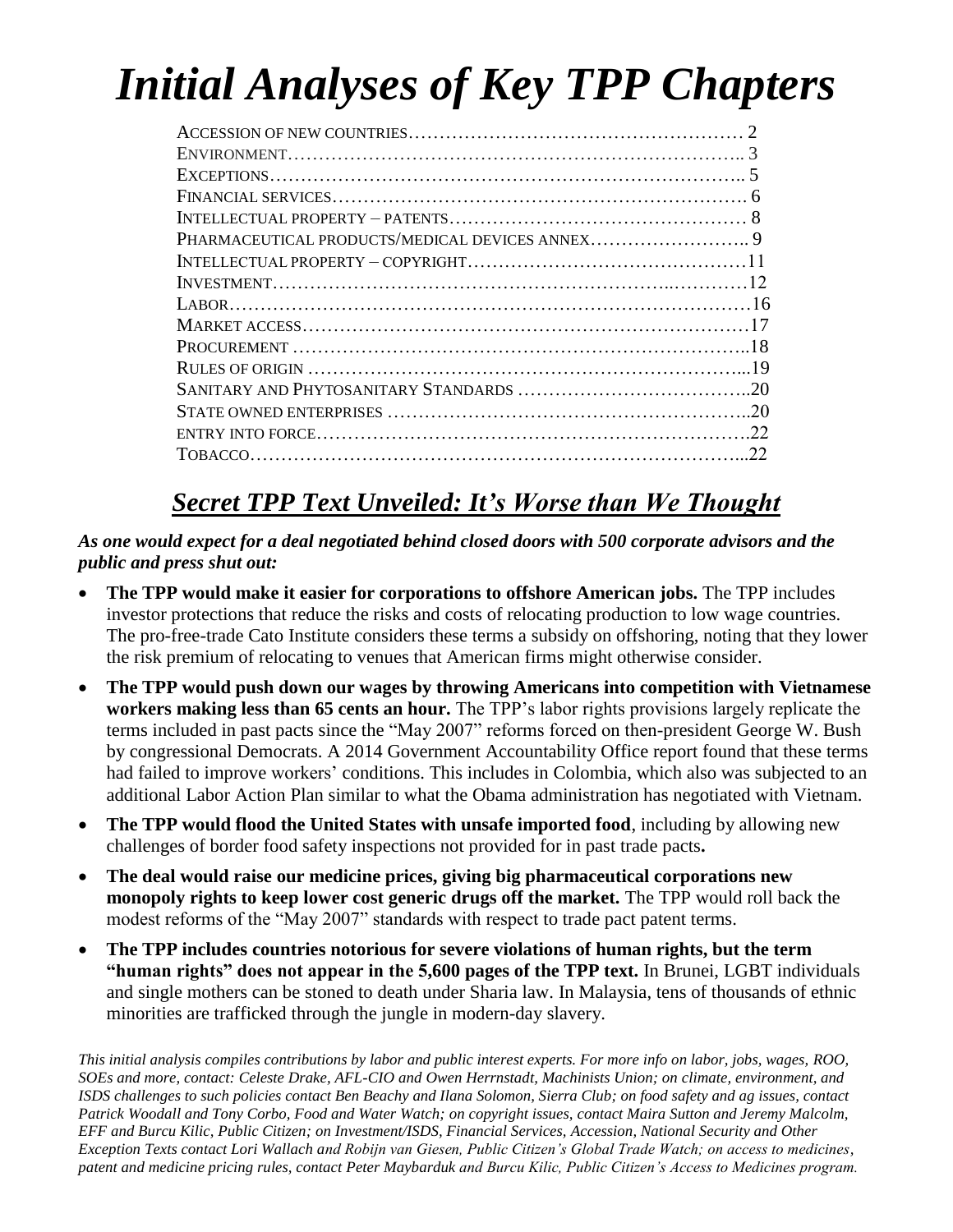# *Initial Analyses of Key TPP Chapters*

ACCESSION OF NEW COUNTRIES……………………………………………… 2
ENVIRONMENT……………………………………………………………….. 3
EXCEPTIONS……………………………………………………………….. 5
FINANCIAL SERVICES………………………………………………………. 6
INTELLECTUAL PROPERTY – PATENTS………………………………………… 8
PHARMACEUTICAL PRODUCTS/MEDICAL DEVICES ANNEX…………………….. 9
INTELLECTUAL PROPERTY – COPYRIGHT………………………………………11
INVESTMENT………………………………………………………..…………12
LABOR……………………………………………………………………………16
MARKET ACCESS………………………………………………………………17
PROCUREMENT ………………………………………………………………..18
RULES OF ORIGIN …………………………………………………………...19
SANITARY AND PHYTOSANITARY STANDARDS ………………………………..20
STATE OWNED ENTERPRISES …………………………………………………..20
ENTRY INTO FORCE…………………………………………………………….22
TOBACCO……………………………………………………………………...22

## ***Secret TPP Text Unveiled: It's Worse than We Thought***

***As one would expect for a deal negotiated behind closed doors with 500 corporate advisors and the public and press shut out:***

- **The TPP would make it easier for corporations to offshore American jobs.** The TPP includes investor protections that reduce the risks and costs of relocating production to low wage countries. The pro-free-trade Cato Institute considers these terms a subsidy on offshoring, noting that they lower the risk premium of relocating to venues that American firms might otherwise consider.
- **The TPP would push down our wages by throwing Americans into competition with Vietnamese workers making less than 65 cents an hour.** The TPP's labor rights provisions largely replicate the terms included in past pacts since the "May 2007" reforms forced on then-president George W. Bush by congressional Democrats. A 2014 Government Accountability Office report found that these terms had failed to improve workers' conditions. This includes in Colombia, which also was subjected to an additional Labor Action Plan similar to what the Obama administration has negotiated with Vietnam.
- **The TPP would flood the United States with unsafe imported food**, including by allowing new challenges of border food safety inspections not provided for in past trade pacts**.**
- **The deal would raise our medicine prices, giving big pharmaceutical corporations new monopoly rights to keep lower cost generic drugs off the market.** The TPP would roll back the modest reforms of the "May 2007" standards with respect to trade pact patent terms.
- **The TPP includes countries notorious for severe violations of human rights, but the term "human rights" does not appear in the 5,600 pages of the TPP text.** In Brunei, LGBT individuals and single mothers can be stoned to death under Sharia law. In Malaysia, tens of thousands of ethnic minorities are trafficked through the jungle in modern-day slavery.

*This initial analysis compiles contributions by labor and public interest experts. For more info on labor, jobs, wages, ROO, SOEs and more, contact: Celeste Drake, AFL-CIO and Owen Herrnstadt, Machinists Union; on climate, environment, and ISDS challenges to such policies contact Ben Beachy and Ilana Solomon, Sierra Club; on food safety and ag issues, contact Patrick Woodall and Tony Corbo, Food and Water Watch; on copyright issues, contact Maira Sutton and Jeremy Malcolm, EFF and Burcu Kilic, Public Citizen; on Investment/ISDS, Financial Services, Accession, National Security and Other Exception Texts contact Lori Wallach and Robijn van Giesen, Public Citizen's Global Trade Watch; on access to medicines, patent and medicine pricing rules, contact Peter Maybarduk and Burcu Kilic, Public Citizen's Access to Medicines program.*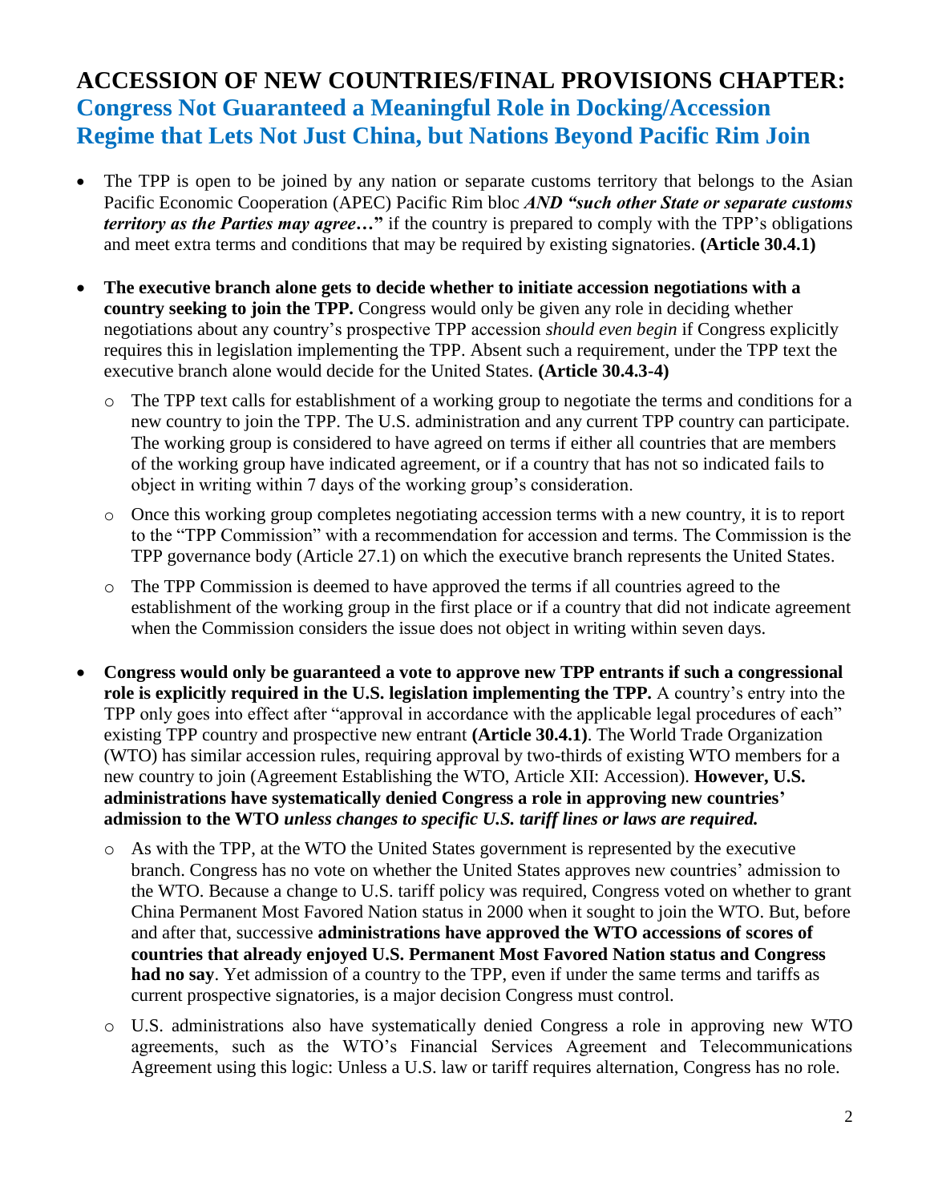## ACCESSION OF NEW COUNTRIES/FINAL PROVISIONS CHAPTER: Congress Not Guaranteed a Meaningful Role in Docking/Accession Regime that Lets Not Just China, but Nations Beyond Pacific Rim Join

- The TPP is open to be joined by any nation or separate customs territory that belongs to the Asian Pacific Economic Cooperation (APEC) Pacific Rim bloc ***AND "such other State or separate customs territory as the Parties may agree…"*** if the country is prepared to comply with the TPP's obligations and meet extra terms and conditions that may be required by existing signatories. **(Article 30.4.1)**

- **The executive branch alone gets to decide whether to initiate accession negotiations with a country seeking to join the TPP.** Congress would only be given any role in deciding whether negotiations about any country's prospective TPP accession *should even begin* if Congress explicitly requires this in legislation implementing the TPP. Absent such a requirement, under the TPP text the executive branch alone would decide for the United States. **(Article 30.4.3-4)**
  - The TPP text calls for establishment of a working group to negotiate the terms and conditions for a new country to join the TPP. The U.S. administration and any current TPP country can participate. The working group is considered to have agreed on terms if either all countries that are members of the working group have indicated agreement, or if a country that has not so indicated fails to object in writing within 7 days of the working group's consideration.
  - Once this working group completes negotiating accession terms with a new country, it is to report to the "TPP Commission" with a recommendation for accession and terms. The Commission is the TPP governance body (Article 27.1) on which the executive branch represents the United States.
  - The TPP Commission is deemed to have approved the terms if all countries agreed to the establishment of the working group in the first place or if a country that did not indicate agreement when the Commission considers the issue does not object in writing within seven days.

- **Congress would only be guaranteed a vote to approve new TPP entrants if such a congressional role is explicitly required in the U.S. legislation implementing the TPP.** A country's entry into the TPP only goes into effect after "approval in accordance with the applicable legal procedures of each" existing TPP country and prospective new entrant **(Article 30.4.1)**. The World Trade Organization (WTO) has similar accession rules, requiring approval by two-thirds of existing WTO members for a new country to join (Agreement Establishing the WTO, Article XII: Accession). **However, U.S. administrations have systematically denied Congress a role in approving new countries' admission to the WTO *unless changes to specific U.S. tariff lines or laws are required.***
  - As with the TPP, at the WTO the United States government is represented by the executive branch. Congress has no vote on whether the United States approves new countries' admission to the WTO. Because a change to U.S. tariff policy was required, Congress voted on whether to grant China Permanent Most Favored Nation status in 2000 when it sought to join the WTO. But, before and after that, successive **administrations have approved the WTO accessions of scores of countries that already enjoyed U.S. Permanent Most Favored Nation status and Congress had no say**. Yet admission of a country to the TPP, even if under the same terms and tariffs as current prospective signatories, is a major decision Congress must control.
  - U.S. administrations also have systematically denied Congress a role in approving new WTO agreements, such as the WTO's Financial Services Agreement and Telecommunications Agreement using this logic: Unless a U.S. law or tariff requires alternation, Congress has no role.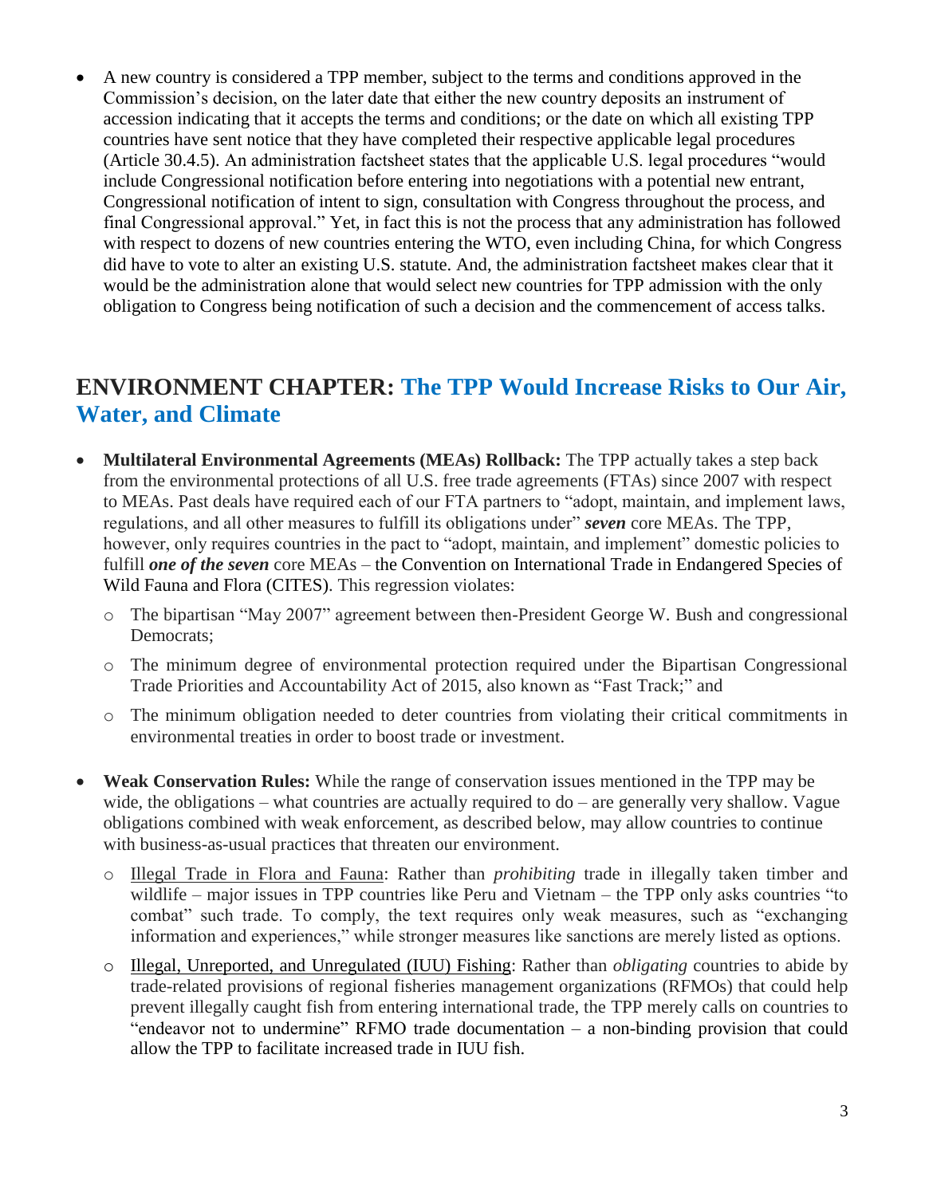- A new country is considered a TPP member, subject to the terms and conditions approved in the Commission's decision, on the later date that either the new country deposits an instrument of accession indicating that it accepts the terms and conditions; or the date on which all existing TPP countries have sent notice that they have completed their respective applicable legal procedures (Article 30.4.5). An administration factsheet states that the applicable U.S. legal procedures "would include Congressional notification before entering into negotiations with a potential new entrant, Congressional notification of intent to sign, consultation with Congress throughout the process, and final Congressional approval." Yet, in fact this is not the process that any administration has followed with respect to dozens of new countries entering the WTO, even including China, for which Congress did have to vote to alter an existing U.S. statute. And, the administration factsheet makes clear that it would be the administration alone that would select new countries for TPP admission with the only obligation to Congress being notification of such a decision and the commencement of access talks.

## ENVIRONMENT CHAPTER: The TPP Would Increase Risks to Our Air, Water, and Climate

- **Multilateral Environmental Agreements (MEAs) Rollback:** The TPP actually takes a step back from the environmental protections of all U.S. free trade agreements (FTAs) since 2007 with respect to MEAs. Past deals have required each of our FTA partners to "adopt, maintain, and implement laws, regulations, and all other measures to fulfill its obligations under" ***seven*** core MEAs. The TPP, however, only requires countries in the pact to "adopt, maintain, and implement" domestic policies to fulfill ***one of the seven*** core MEAs – the Convention on International Trade in Endangered Species of Wild Fauna and Flora (CITES). This regression violates:
  - The bipartisan "May 2007" agreement between then-President George W. Bush and congressional Democrats;
  - The minimum degree of environmental protection required under the Bipartisan Congressional Trade Priorities and Accountability Act of 2015, also known as "Fast Track;" and
  - The minimum obligation needed to deter countries from violating their critical commitments in environmental treaties in order to boost trade or investment.

- **Weak Conservation Rules:** While the range of conservation issues mentioned in the TPP may be wide, the obligations – what countries are actually required to do – are generally very shallow. Vague obligations combined with weak enforcement, as described below, may allow countries to continue with business-as-usual practices that threaten our environment.
  - Illegal Trade in Flora and Fauna: Rather than *prohibiting* trade in illegally taken timber and wildlife – major issues in TPP countries like Peru and Vietnam – the TPP only asks countries "to combat" such trade. To comply, the text requires only weak measures, such as "exchanging information and experiences," while stronger measures like sanctions are merely listed as options.
  - Illegal, Unreported, and Unregulated (IUU) Fishing: Rather than *obligating* countries to abide by trade-related provisions of regional fisheries management organizations (RFMOs) that could help prevent illegally caught fish from entering international trade, the TPP merely calls on countries to "endeavor not to undermine" RFMO trade documentation – a non-binding provision that could allow the TPP to facilitate increased trade in IUU fish.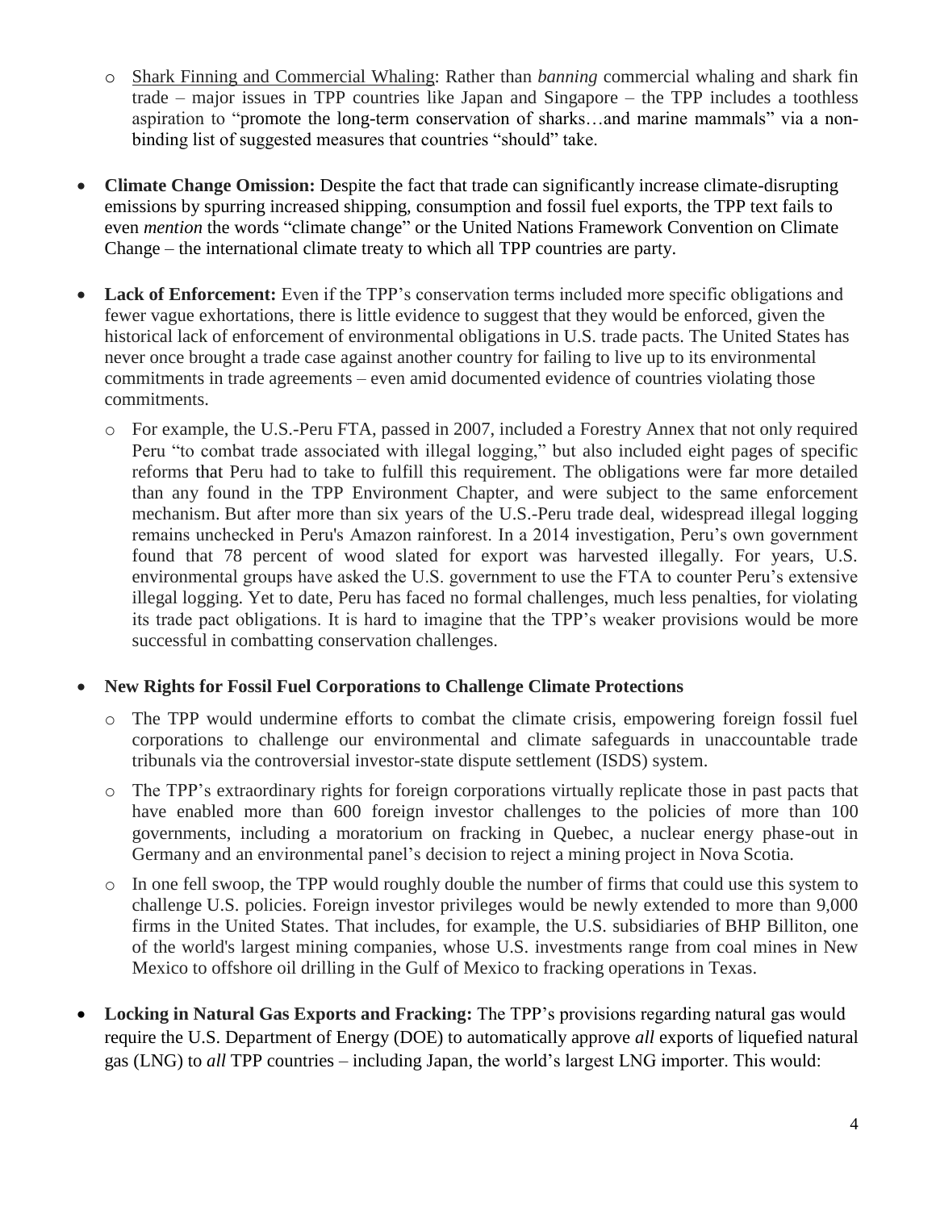- Shark Finning and Commercial Whaling: Rather than *banning* commercial whaling and shark fin trade – major issues in TPP countries like Japan and Singapore – the TPP includes a toothless aspiration to "promote the long-term conservation of sharks…and marine mammals" via a non-binding list of suggested measures that countries "should" take.

- **Climate Change Omission:** Despite the fact that trade can significantly increase climate-disrupting emissions by spurring increased shipping, consumption and fossil fuel exports, the TPP text fails to even *mention* the words "climate change" or the United Nations Framework Convention on Climate Change – the international climate treaty to which all TPP countries are party.

- **Lack of Enforcement:** Even if the TPP's conservation terms included more specific obligations and fewer vague exhortations, there is little evidence to suggest that they would be enforced, given the historical lack of enforcement of environmental obligations in U.S. trade pacts. The United States has never once brought a trade case against another country for failing to live up to its environmental commitments in trade agreements – even amid documented evidence of countries violating those commitments.
  - For example, the U.S.-Peru FTA, passed in 2007, included a Forestry Annex that not only required Peru "to combat trade associated with illegal logging," but also included eight pages of specific reforms that Peru had to take to fulfill this requirement. The obligations were far more detailed than any found in the TPP Environment Chapter, and were subject to the same enforcement mechanism. But after more than six years of the U.S.-Peru trade deal, widespread illegal logging remains unchecked in Peru's Amazon rainforest. In a 2014 investigation, Peru's own government found that 78 percent of wood slated for export was harvested illegally. For years, U.S. environmental groups have asked the U.S. government to use the FTA to counter Peru's extensive illegal logging. Yet to date, Peru has faced no formal challenges, much less penalties, for violating its trade pact obligations. It is hard to imagine that the TPP's weaker provisions would be more successful in combatting conservation challenges.

- **New Rights for Fossil Fuel Corporations to Challenge Climate Protections**
  - The TPP would undermine efforts to combat the climate crisis, empowering foreign fossil fuel corporations to challenge our environmental and climate safeguards in unaccountable trade tribunals via the controversial investor-state dispute settlement (ISDS) system.
  - The TPP's extraordinary rights for foreign corporations virtually replicate those in past pacts that have enabled more than 600 foreign investor challenges to the policies of more than 100 governments, including a moratorium on fracking in Quebec, a nuclear energy phase-out in Germany and an environmental panel's decision to reject a mining project in Nova Scotia.
  - In one fell swoop, the TPP would roughly double the number of firms that could use this system to challenge U.S. policies. Foreign investor privileges would be newly extended to more than 9,000 firms in the United States. That includes, for example, the U.S. subsidiaries of BHP Billiton, one of the world's largest mining companies, whose U.S. investments range from coal mines in New Mexico to offshore oil drilling in the Gulf of Mexico to fracking operations in Texas.

- **Locking in Natural Gas Exports and Fracking:** The TPP's provisions regarding natural gas would require the U.S. Department of Energy (DOE) to automatically approve *all* exports of liquefied natural gas (LNG) to *all* TPP countries – including Japan, the world's largest LNG importer. This would: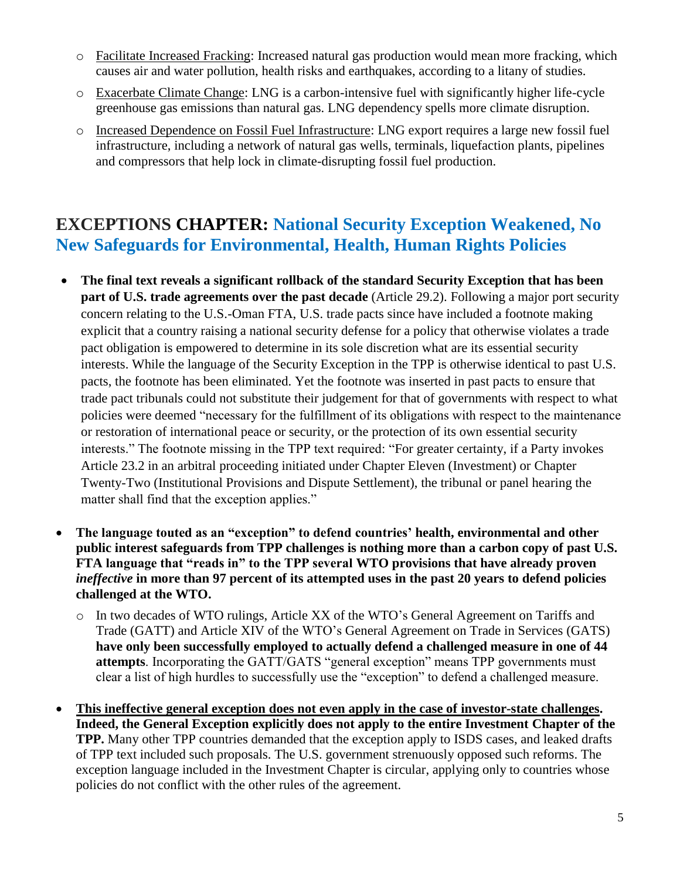- Facilitate Increased Fracking: Increased natural gas production would mean more fracking, which causes air and water pollution, health risks and earthquakes, according to a litany of studies.
- Exacerbate Climate Change: LNG is a carbon-intensive fuel with significantly higher life-cycle greenhouse gas emissions than natural gas. LNG dependency spells more climate disruption.
- Increased Dependence on Fossil Fuel Infrastructure: LNG export requires a large new fossil fuel infrastructure, including a network of natural gas wells, terminals, liquefaction plants, pipelines and compressors that help lock in climate-disrupting fossil fuel production.

## EXCEPTIONS CHAPTER: National Security Exception Weakened, No New Safeguards for Environmental, Health, Human Rights Policies

- **The final text reveals a significant rollback of the standard Security Exception that has been part of U.S. trade agreements over the past decade** (Article 29.2). Following a major port security concern relating to the U.S.-Oman FTA, U.S. trade pacts since have included a footnote making explicit that a country raising a national security defense for a policy that otherwise violates a trade pact obligation is empowered to determine in its sole discretion what are its essential security interests. While the language of the Security Exception in the TPP is otherwise identical to past U.S. pacts, the footnote has been eliminated. Yet the footnote was inserted in past pacts to ensure that trade pact tribunals could not substitute their judgement for that of governments with respect to what policies were deemed "necessary for the fulfillment of its obligations with respect to the maintenance or restoration of international peace or security, or the protection of its own essential security interests." The footnote missing in the TPP text required: "For greater certainty, if a Party invokes Article 23.2 in an arbitral proceeding initiated under Chapter Eleven (Investment) or Chapter Twenty-Two (Institutional Provisions and Dispute Settlement), the tribunal or panel hearing the matter shall find that the exception applies."

- **The language touted as an "exception" to defend countries' health, environmental and other public interest safeguards from TPP challenges is nothing more than a carbon copy of past U.S. FTA language that "reads in" to the TPP several WTO provisions that have already proven *ineffective* in more than 97 percent of its attempted uses in the past 20 years to defend policies challenged at the WTO.**
  - In two decades of WTO rulings, Article XX of the WTO's General Agreement on Tariffs and Trade (GATT) and Article XIV of the WTO's General Agreement on Trade in Services (GATS) **have only been successfully employed to actually defend a challenged measure in one of 44 attempts**. Incorporating the GATT/GATS "general exception" means TPP governments must clear a list of high hurdles to successfully use the "exception" to defend a challenged measure.

- **This ineffective general exception does not even apply in the case of investor-state challenges. Indeed, the General Exception explicitly does not apply to the entire Investment Chapter of the TPP.** Many other TPP countries demanded that the exception apply to ISDS cases, and leaked drafts of TPP text included such proposals. The U.S. government strenuously opposed such reforms. The exception language included in the Investment Chapter is circular, applying only to countries whose policies do not conflict with the other rules of the agreement.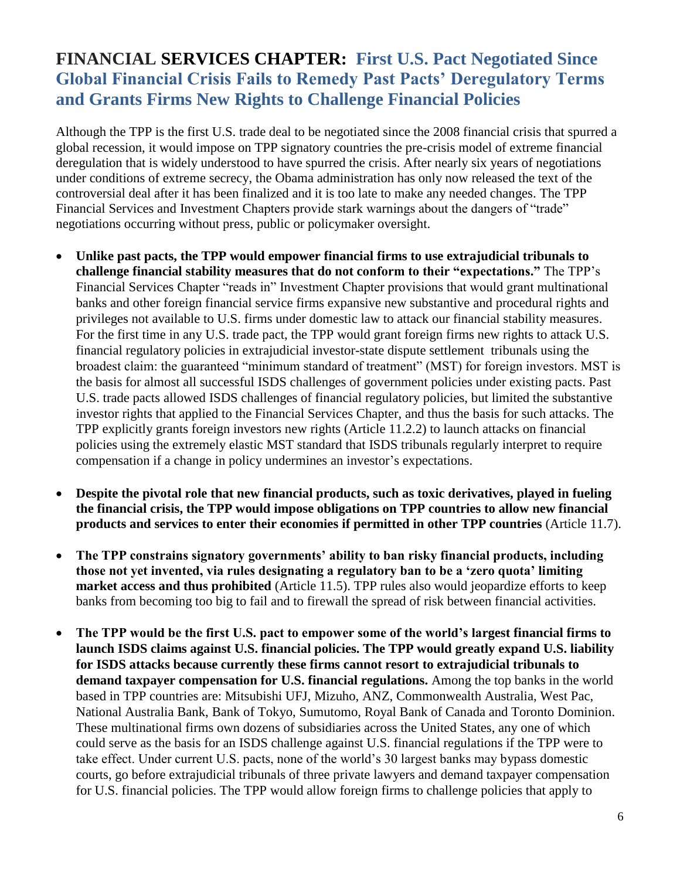## FINANCIAL SERVICES CHAPTER: First U.S. Pact Negotiated Since Global Financial Crisis Fails to Remedy Past Pacts' Deregulatory Terms and Grants Firms New Rights to Challenge Financial Policies

Although the TPP is the first U.S. trade deal to be negotiated since the 2008 financial crisis that spurred a global recession, it would impose on TPP signatory countries the pre-crisis model of extreme financial deregulation that is widely understood to have spurred the crisis. After nearly six years of negotiations under conditions of extreme secrecy, the Obama administration has only now released the text of the controversial deal after it has been finalized and it is too late to make any needed changes. The TPP Financial Services and Investment Chapters provide stark warnings about the dangers of "trade" negotiations occurring without press, public or policymaker oversight.

- **Unlike past pacts, the TPP would empower financial firms to use extrajudicial tribunals to challenge financial stability measures that do not conform to their "expectations."** The TPP's Financial Services Chapter "reads in" Investment Chapter provisions that would grant multinational banks and other foreign financial service firms expansive new substantive and procedural rights and privileges not available to U.S. firms under domestic law to attack our financial stability measures. For the first time in any U.S. trade pact, the TPP would grant foreign firms new rights to attack U.S. financial regulatory policies in extrajudicial investor-state dispute settlement tribunals using the broadest claim: the guaranteed "minimum standard of treatment" (MST) for foreign investors. MST is the basis for almost all successful ISDS challenges of government policies under existing pacts. Past U.S. trade pacts allowed ISDS challenges of financial regulatory policies, but limited the substantive investor rights that applied to the Financial Services Chapter, and thus the basis for such attacks. The TPP explicitly grants foreign investors new rights (Article 11.2.2) to launch attacks on financial policies using the extremely elastic MST standard that ISDS tribunals regularly interpret to require compensation if a change in policy undermines an investor's expectations.

- **Despite the pivotal role that new financial products, such as toxic derivatives, played in fueling the financial crisis, the TPP would impose obligations on TPP countries to allow new financial products and services to enter their economies if permitted in other TPP countries** (Article 11.7).

- **The TPP constrains signatory governments' ability to ban risky financial products, including those not yet invented, via rules designating a regulatory ban to be a 'zero quota' limiting market access and thus prohibited** (Article 11.5). TPP rules also would jeopardize efforts to keep banks from becoming too big to fail and to firewall the spread of risk between financial activities.

- **The TPP would be the first U.S. pact to empower some of the world's largest financial firms to launch ISDS claims against U.S. financial policies. The TPP would greatly expand U.S. liability for ISDS attacks because currently these firms cannot resort to extrajudicial tribunals to demand taxpayer compensation for U.S. financial regulations.** Among the top banks in the world based in TPP countries are: Mitsubishi UFJ, Mizuho, ANZ, Commonwealth Australia, West Pac, National Australia Bank, Bank of Tokyo, Sumutomo, Royal Bank of Canada and Toronto Dominion. These multinational firms own dozens of subsidiaries across the United States, any one of which could serve as the basis for an ISDS challenge against U.S. financial regulations if the TPP were to take effect. Under current U.S. pacts, none of the world's 30 largest banks may bypass domestic courts, go before extrajudicial tribunals of three private lawyers and demand taxpayer compensation for U.S. financial policies. The TPP would allow foreign firms to challenge policies that apply to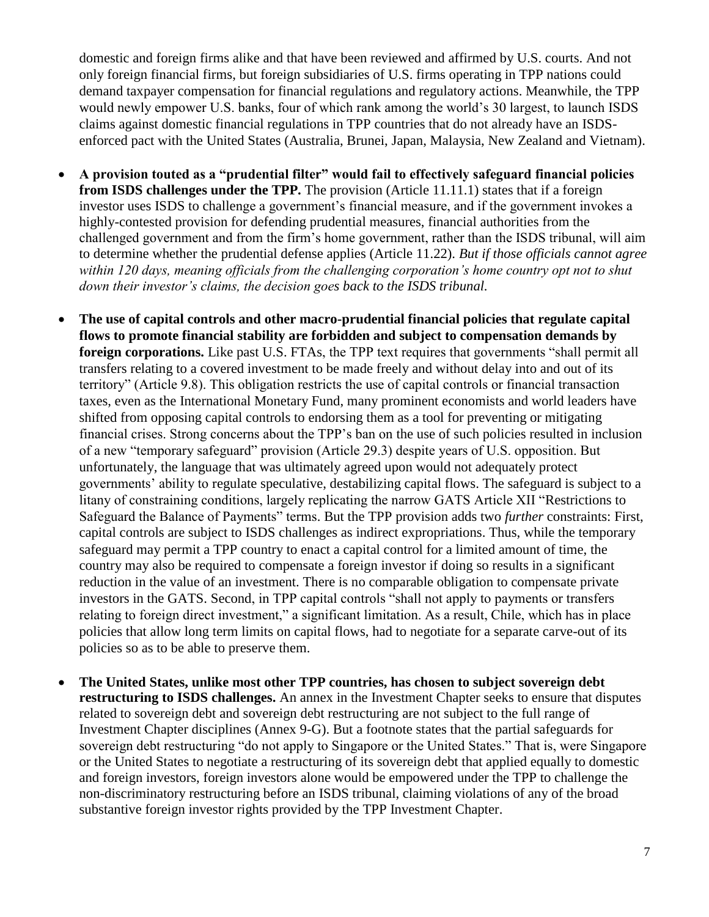domestic and foreign firms alike and that have been reviewed and affirmed by U.S. courts. And not only foreign financial firms, but foreign subsidiaries of U.S. firms operating in TPP nations could demand taxpayer compensation for financial regulations and regulatory actions. Meanwhile, the TPP would newly empower U.S. banks, four of which rank among the world's 30 largest, to launch ISDS claims against domestic financial regulations in TPP countries that do not already have an ISDS-enforced pact with the United States (Australia, Brunei, Japan, Malaysia, New Zealand and Vietnam).

- **A provision touted as a "prudential filter" would fail to effectively safeguard financial policies from ISDS challenges under the TPP.** The provision (Article 11.11.1) states that if a foreign investor uses ISDS to challenge a government's financial measure, and if the government invokes a highly-contested provision for defending prudential measures, financial authorities from the challenged government and from the firm's home government, rather than the ISDS tribunal, will aim to determine whether the prudential defense applies (Article 11.22). *But if those officials cannot agree within 120 days, meaning officials from the challenging corporation's home country opt not to shut down their investor's claims, the decision goes back to the ISDS tribunal.*

- **The use of capital controls and other macro-prudential financial policies that regulate capital flows to promote financial stability are forbidden and subject to compensation demands by foreign corporations.** Like past U.S. FTAs, the TPP text requires that governments "shall permit all transfers relating to a covered investment to be made freely and without delay into and out of its territory" (Article 9.8). This obligation restricts the use of capital controls or financial transaction taxes, even as the International Monetary Fund, many prominent economists and world leaders have shifted from opposing capital controls to endorsing them as a tool for preventing or mitigating financial crises. Strong concerns about the TPP's ban on the use of such policies resulted in inclusion of a new "temporary safeguard" provision (Article 29.3) despite years of U.S. opposition. But unfortunately, the language that was ultimately agreed upon would not adequately protect governments' ability to regulate speculative, destabilizing capital flows. The safeguard is subject to a litany of constraining conditions, largely replicating the narrow GATS Article XII "Restrictions to Safeguard the Balance of Payments" terms. But the TPP provision adds two *further* constraints: First, capital controls are subject to ISDS challenges as indirect expropriations. Thus, while the temporary safeguard may permit a TPP country to enact a capital control for a limited amount of time, the country may also be required to compensate a foreign investor if doing so results in a significant reduction in the value of an investment. There is no comparable obligation to compensate private investors in the GATS. Second, in TPP capital controls "shall not apply to payments or transfers relating to foreign direct investment," a significant limitation. As a result, Chile, which has in place policies that allow long term limits on capital flows, had to negotiate for a separate carve-out of its policies so as to be able to preserve them.

- **The United States, unlike most other TPP countries, has chosen to subject sovereign debt restructuring to ISDS challenges.** An annex in the Investment Chapter seeks to ensure that disputes related to sovereign debt and sovereign debt restructuring are not subject to the full range of Investment Chapter disciplines (Annex 9-G). But a footnote states that the partial safeguards for sovereign debt restructuring "do not apply to Singapore or the United States." That is, were Singapore or the United States to negotiate a restructuring of its sovereign debt that applied equally to domestic and foreign investors, foreign investors alone would be empowered under the TPP to challenge the non-discriminatory restructuring before an ISDS tribunal, claiming violations of any of the broad substantive foreign investor rights provided by the TPP Investment Chapter.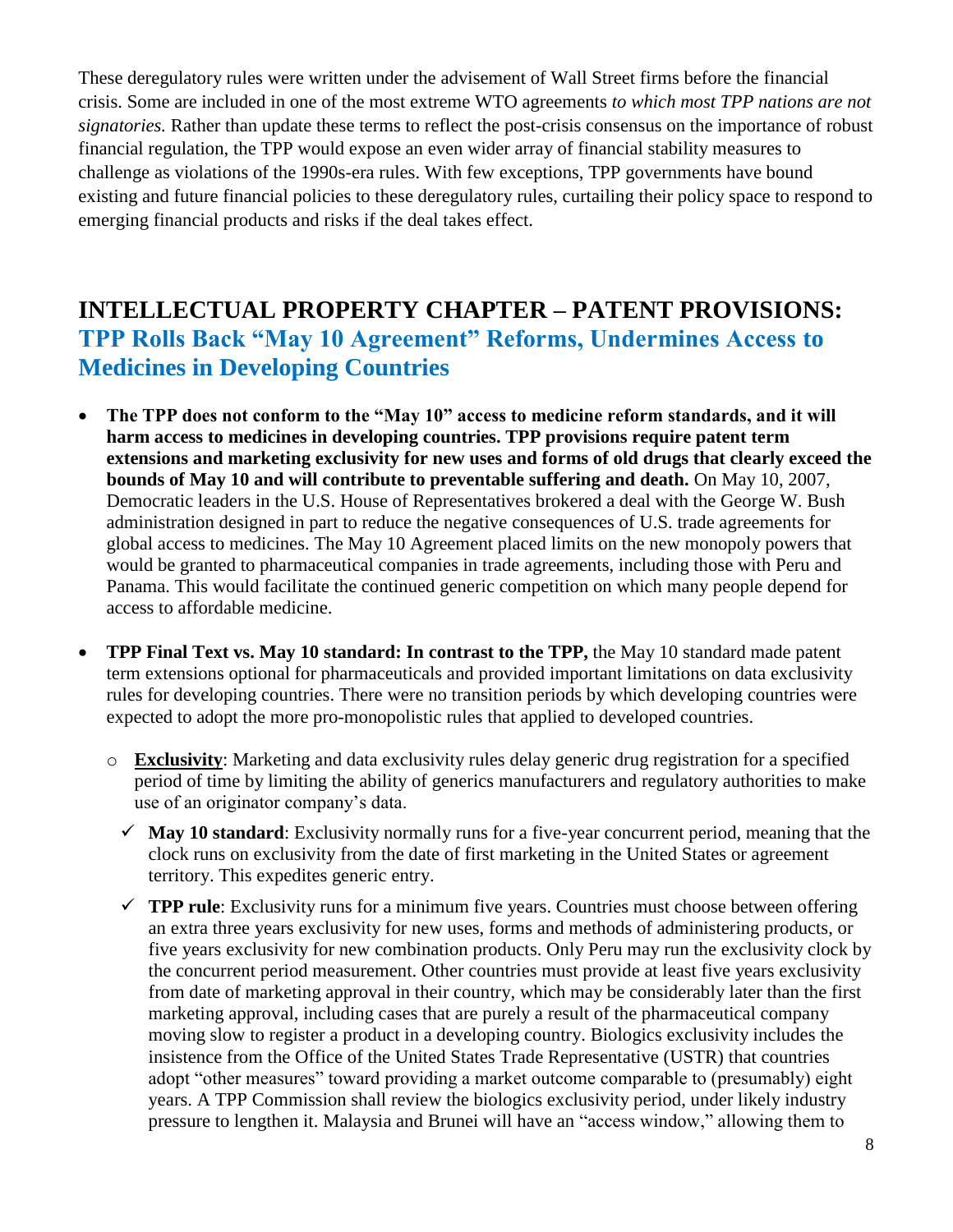These deregulatory rules were written under the advisement of Wall Street firms before the financial crisis. Some are included in one of the most extreme WTO agreements *to which most TPP nations are not signatories.* Rather than update these terms to reflect the post-crisis consensus on the importance of robust financial regulation, the TPP would expose an even wider array of financial stability measures to challenge as violations of the 1990s-era rules. With few exceptions, TPP governments have bound existing and future financial policies to these deregulatory rules, curtailing their policy space to respond to emerging financial products and risks if the deal takes effect.

## INTELLECTUAL PROPERTY CHAPTER – PATENT PROVISIONS:

### TPP Rolls Back "May 10 Agreement" Reforms, Undermines Access to Medicines in Developing Countries

- **The TPP does not conform to the "May 10" access to medicine reform standards, and it will harm access to medicines in developing countries. TPP provisions require patent term extensions and marketing exclusivity for new uses and forms of old drugs that clearly exceed the bounds of May 10 and will contribute to preventable suffering and death.** On May 10, 2007, Democratic leaders in the U.S. House of Representatives brokered a deal with the George W. Bush administration designed in part to reduce the negative consequences of U.S. trade agreements for global access to medicines. The May 10 Agreement placed limits on the new monopoly powers that would be granted to pharmaceutical companies in trade agreements, including those with Peru and Panama. This would facilitate the continued generic competition on which many people depend for access to affordable medicine.

- **TPP Final Text vs. May 10 standard: In contrast to the TPP,** the May 10 standard made patent term extensions optional for pharmaceuticals and provided important limitations on data exclusivity rules for developing countries. There were no transition periods by which developing countries were expected to adopt the more pro-monopolistic rules that applied to developed countries.

  - **Exclusivity**: Marketing and data exclusivity rules delay generic drug registration for a specified period of time by limiting the ability of generics manufacturers and regulatory authorities to make use of an originator company's data.

    - ✓ **May 10 standard**: Exclusivity normally runs for a five-year concurrent period, meaning that the clock runs on exclusivity from the date of first marketing in the United States or agreement territory. This expedites generic entry.

    - ✓ **TPP rule**: Exclusivity runs for a minimum five years. Countries must choose between offering an extra three years exclusivity for new uses, forms and methods of administering products, or five years exclusivity for new combination products. Only Peru may run the exclusivity clock by the concurrent period measurement. Other countries must provide at least five years exclusivity from date of marketing approval in their country, which may be considerably later than the first marketing approval, including cases that are purely a result of the pharmaceutical company moving slow to register a product in a developing country. Biologics exclusivity includes the insistence from the Office of the United States Trade Representative (USTR) that countries adopt "other measures" toward providing a market outcome comparable to (presumably) eight years. A TPP Commission shall review the biologics exclusivity period, under likely industry pressure to lengthen it. Malaysia and Brunei will have an "access window," allowing them to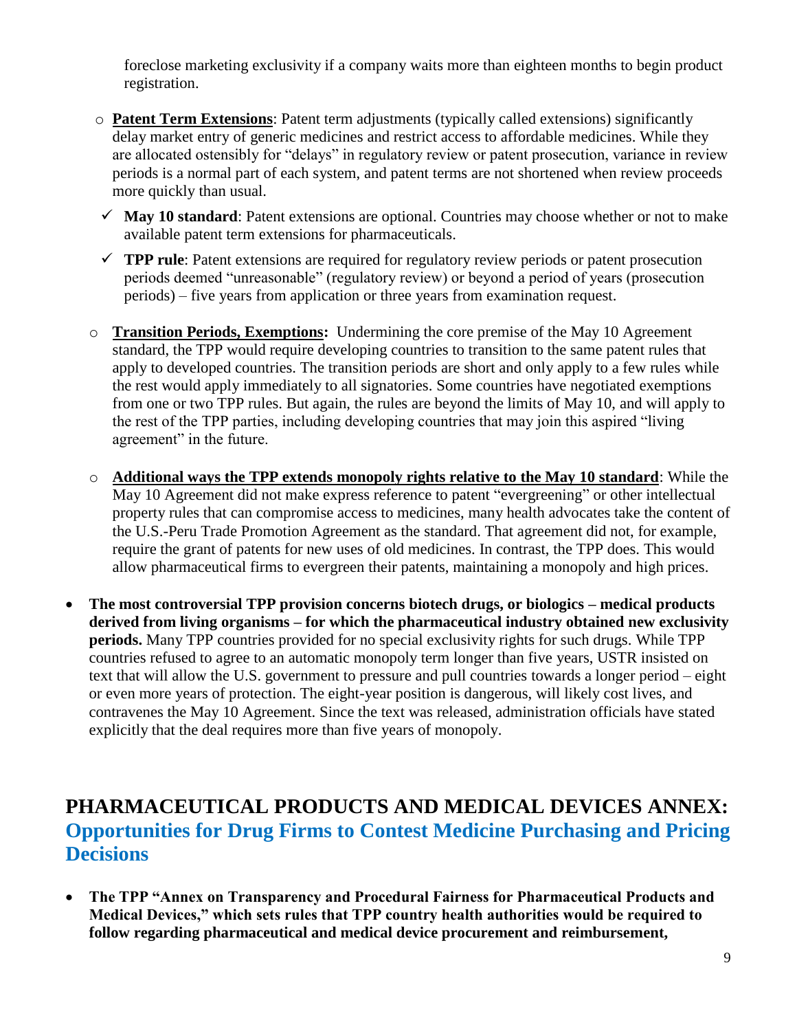foreclose marketing exclusivity if a company waits more than eighteen months to begin product registration.

- **Patent Term Extensions**: Patent term adjustments (typically called extensions) significantly delay market entry of generic medicines and restrict access to affordable medicines. While they are allocated ostensibly for "delays" in regulatory review or patent prosecution, variance in review periods is a normal part of each system, and patent terms are not shortened when review proceeds more quickly than usual.
  - ✓ **May 10 standard**: Patent extensions are optional. Countries may choose whether or not to make available patent term extensions for pharmaceuticals.
  - ✓ **TPP rule**: Patent extensions are required for regulatory review periods or patent prosecution periods deemed "unreasonable" (regulatory review) or beyond a period of years (prosecution periods) – five years from application or three years from examination request.

- **Transition Periods, Exemptions:** Undermining the core premise of the May 10 Agreement standard, the TPP would require developing countries to transition to the same patent rules that apply to developed countries. The transition periods are short and only apply to a few rules while the rest would apply immediately to all signatories. Some countries have negotiated exemptions from one or two TPP rules. But again, the rules are beyond the limits of May 10, and will apply to the rest of the TPP parties, including developing countries that may join this aspired "living agreement" in the future.

- **Additional ways the TPP extends monopoly rights relative to the May 10 standard**: While the May 10 Agreement did not make express reference to patent "evergreening" or other intellectual property rules that can compromise access to medicines, many health advocates take the content of the U.S.-Peru Trade Promotion Agreement as the standard. That agreement did not, for example, require the grant of patents for new uses of old medicines. In contrast, the TPP does. This would allow pharmaceutical firms to evergreen their patents, maintaining a monopoly and high prices.

- **The most controversial TPP provision concerns biotech drugs, or biologics – medical products derived from living organisms – for which the pharmaceutical industry obtained new exclusivity periods.** Many TPP countries provided for no special exclusivity rights for such drugs. While TPP countries refused to agree to an automatic monopoly term longer than five years, USTR insisted on text that will allow the U.S. government to pressure and pull countries towards a longer period – eight or even more years of protection. The eight-year position is dangerous, will likely cost lives, and contravenes the May 10 Agreement. Since the text was released, administration officials have stated explicitly that the deal requires more than five years of monopoly.

## PHARMACEUTICAL PRODUCTS AND MEDICAL DEVICES ANNEX: Opportunities for Drug Firms to Contest Medicine Purchasing and Pricing Decisions

- **The TPP "Annex on Transparency and Procedural Fairness for Pharmaceutical Products and Medical Devices," which sets rules that TPP country health authorities would be required to follow regarding pharmaceutical and medical device procurement and reimbursement,**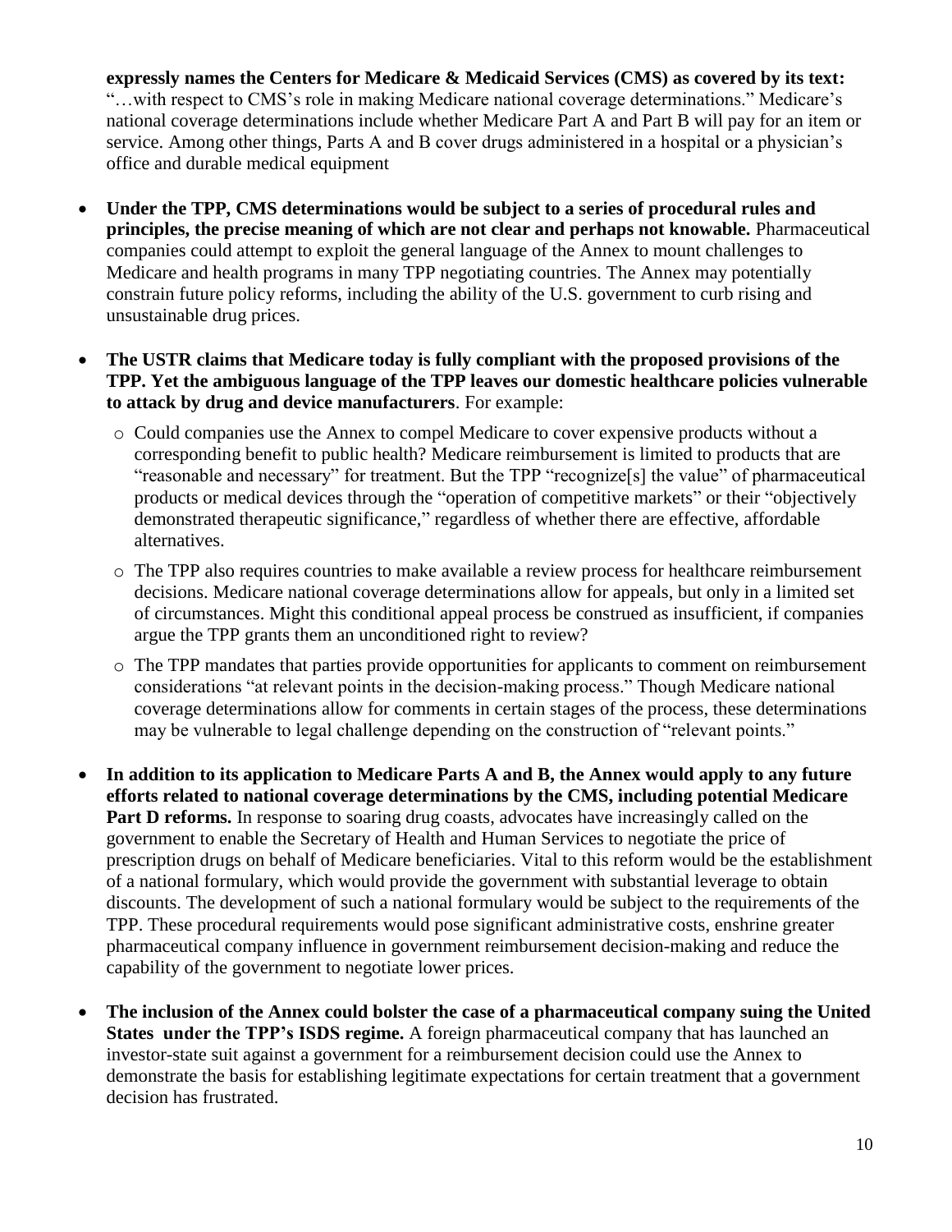**expressly names the Centers for Medicare & Medicaid Services (CMS) as covered by its text:** "…with respect to CMS's role in making Medicare national coverage determinations." Medicare's national coverage determinations include whether Medicare Part A and Part B will pay for an item or service. Among other things, Parts A and B cover drugs administered in a hospital or a physician's office and durable medical equipment

- **Under the TPP, CMS determinations would be subject to a series of procedural rules and principles, the precise meaning of which are not clear and perhaps not knowable.** Pharmaceutical companies could attempt to exploit the general language of the Annex to mount challenges to Medicare and health programs in many TPP negotiating countries. The Annex may potentially constrain future policy reforms, including the ability of the U.S. government to curb rising and unsustainable drug prices.

- **The USTR claims that Medicare today is fully compliant with the proposed provisions of the TPP. Yet the ambiguous language of the TPP leaves our domestic healthcare policies vulnerable to attack by drug and device manufacturers**. For example:
  - Could companies use the Annex to compel Medicare to cover expensive products without a corresponding benefit to public health? Medicare reimbursement is limited to products that are "reasonable and necessary" for treatment. But the TPP "recognize[s] the value" of pharmaceutical products or medical devices through the "operation of competitive markets" or their "objectively demonstrated therapeutic significance," regardless of whether there are effective, affordable alternatives.
  - The TPP also requires countries to make available a review process for healthcare reimbursement decisions. Medicare national coverage determinations allow for appeals, but only in a limited set of circumstances. Might this conditional appeal process be construed as insufficient, if companies argue the TPP grants them an unconditioned right to review?
  - The TPP mandates that parties provide opportunities for applicants to comment on reimbursement considerations "at relevant points in the decision-making process." Though Medicare national coverage determinations allow for comments in certain stages of the process, these determinations may be vulnerable to legal challenge depending on the construction of "relevant points."

- **In addition to its application to Medicare Parts A and B, the Annex would apply to any future efforts related to national coverage determinations by the CMS, including potential Medicare Part D reforms.** In response to soaring drug coasts, advocates have increasingly called on the government to enable the Secretary of Health and Human Services to negotiate the price of prescription drugs on behalf of Medicare beneficiaries. Vital to this reform would be the establishment of a national formulary, which would provide the government with substantial leverage to obtain discounts. The development of such a national formulary would be subject to the requirements of the TPP. These procedural requirements would pose significant administrative costs, enshrine greater pharmaceutical company influence in government reimbursement decision-making and reduce the capability of the government to negotiate lower prices.

- **The inclusion of the Annex could bolster the case of a pharmaceutical company suing the United States under the TPP's ISDS regime.** A foreign pharmaceutical company that has launched an investor-state suit against a government for a reimbursement decision could use the Annex to demonstrate the basis for establishing legitimate expectations for certain treatment that a government decision has frustrated.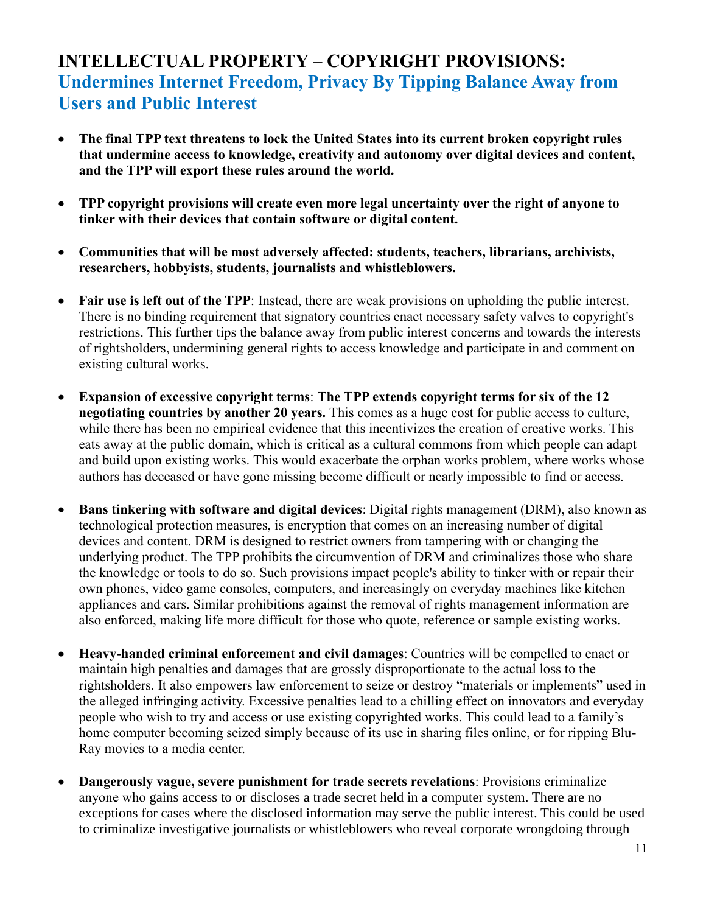# INTELLECTUAL PROPERTY – COPYRIGHT PROVISIONS:

## Undermines Internet Freedom, Privacy By Tipping Balance Away from Users and Public Interest

- **The final TPP text threatens to lock the United States into its current broken copyright rules that undermine access to knowledge, creativity and autonomy over digital devices and content, and the TPP will export these rules around the world.**

- **TPP copyright provisions will create even more legal uncertainty over the right of anyone to tinker with their devices that contain software or digital content.**

- **Communities that will be most adversely affected: students, teachers, librarians, archivists, researchers, hobbyists, students, journalists and whistleblowers.**

- **Fair use is left out of the TPP**: Instead, there are weak provisions on upholding the public interest. There is no binding requirement that signatory countries enact necessary safety valves to copyright's restrictions. This further tips the balance away from public interest concerns and towards the interests of rightsholders, undermining general rights to access knowledge and participate in and comment on existing cultural works.

- **Expansion of excessive copyright terms**: **The TPP extends copyright terms for six of the 12 negotiating countries by another 20 years.** This comes as a huge cost for public access to culture, while there has been no empirical evidence that this incentivizes the creation of creative works. This eats away at the public domain, which is critical as a cultural commons from which people can adapt and build upon existing works. This would exacerbate the orphan works problem, where works whose authors has deceased or have gone missing become difficult or nearly impossible to find or access.

- **Bans tinkering with software and digital devices**: Digital rights management (DRM), also known as technological protection measures, is encryption that comes on an increasing number of digital devices and content. DRM is designed to restrict owners from tampering with or changing the underlying product. The TPP prohibits the circumvention of DRM and criminalizes those who share the knowledge or tools to do so. Such provisions impact people's ability to tinker with or repair their own phones, video game consoles, computers, and increasingly on everyday machines like kitchen appliances and cars. Similar prohibitions against the removal of rights management information are also enforced, making life more difficult for those who quote, reference or sample existing works.

- **Heavy-handed criminal enforcement and civil damages**: Countries will be compelled to enact or maintain high penalties and damages that are grossly disproportionate to the actual loss to the rightsholders. It also empowers law enforcement to seize or destroy "materials or implements" used in the alleged infringing activity. Excessive penalties lead to a chilling effect on innovators and everyday people who wish to try and access or use existing copyrighted works. This could lead to a family's home computer becoming seized simply because of its use in sharing files online, or for ripping Blu-Ray movies to a media center.

- **Dangerously vague, severe punishment for trade secrets revelations**: Provisions criminalize anyone who gains access to or discloses a trade secret held in a computer system. There are no exceptions for cases where the disclosed information may serve the public interest. This could be used to criminalize investigative journalists or whistleblowers who reveal corporate wrongdoing through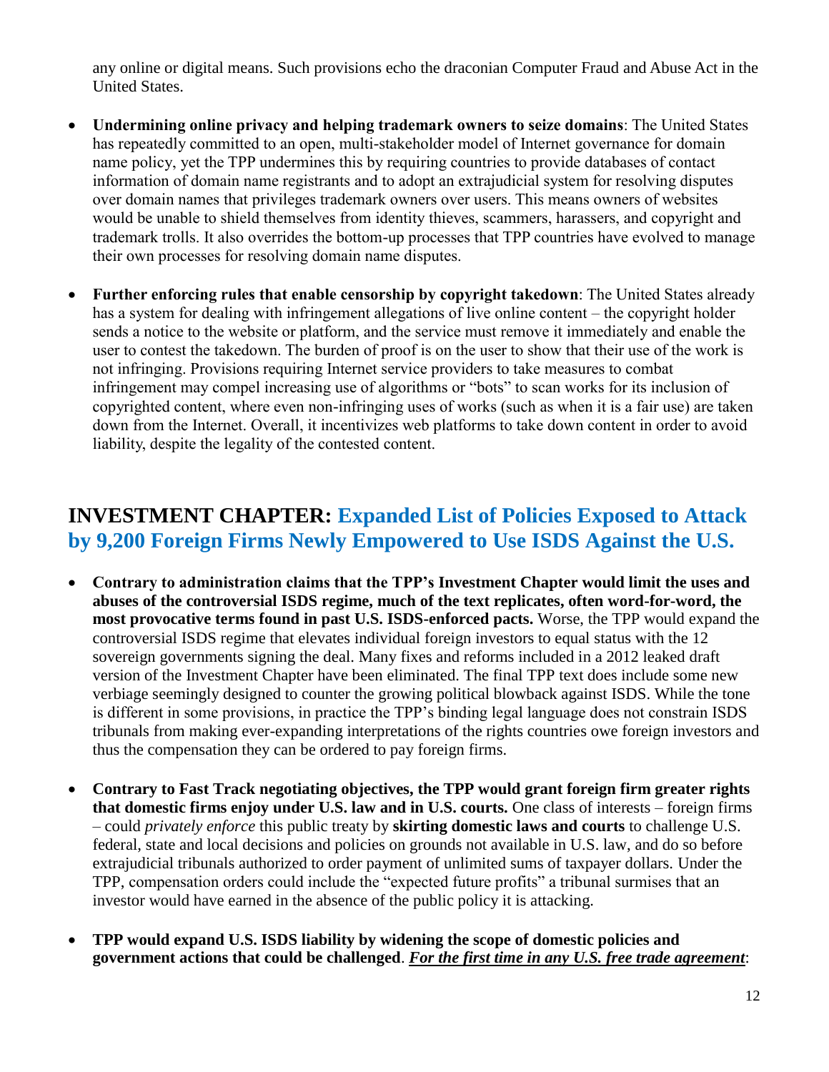any online or digital means. Such provisions echo the draconian Computer Fraud and Abuse Act in the United States.

- **Undermining online privacy and helping trademark owners to seize domains**: The United States has repeatedly committed to an open, multi-stakeholder model of Internet governance for domain name policy, yet the TPP undermines this by requiring countries to provide databases of contact information of domain name registrants and to adopt an extrajudicial system for resolving disputes over domain names that privileges trademark owners over users. This means owners of websites would be unable to shield themselves from identity thieves, scammers, harassers, and copyright and trademark trolls. It also overrides the bottom-up processes that TPP countries have evolved to manage their own processes for resolving domain name disputes.

- **Further enforcing rules that enable censorship by copyright takedown**: The United States already has a system for dealing with infringement allegations of live online content – the copyright holder sends a notice to the website or platform, and the service must remove it immediately and enable the user to contest the takedown. The burden of proof is on the user to show that their use of the work is not infringing. Provisions requiring Internet service providers to take measures to combat infringement may compel increasing use of algorithms or "bots" to scan works for its inclusion of copyrighted content, where even non-infringing uses of works (such as when it is a fair use) are taken down from the Internet. Overall, it incentivizes web platforms to take down content in order to avoid liability, despite the legality of the contested content.

## INVESTMENT CHAPTER: Expanded List of Policies Exposed to Attack by 9,200 Foreign Firms Newly Empowered to Use ISDS Against the U.S.

- **Contrary to administration claims that the TPP's Investment Chapter would limit the uses and abuses of the controversial ISDS regime, much of the text replicates, often word-for-word, the most provocative terms found in past U.S. ISDS-enforced pacts.** Worse, the TPP would expand the controversial ISDS regime that elevates individual foreign investors to equal status with the 12 sovereign governments signing the deal. Many fixes and reforms included in a 2012 leaked draft version of the Investment Chapter have been eliminated. The final TPP text does include some new verbiage seemingly designed to counter the growing political blowback against ISDS. While the tone is different in some provisions, in practice the TPP's binding legal language does not constrain ISDS tribunals from making ever-expanding interpretations of the rights countries owe foreign investors and thus the compensation they can be ordered to pay foreign firms.

- **Contrary to Fast Track negotiating objectives, the TPP would grant foreign firm greater rights that domestic firms enjoy under U.S. law and in U.S. courts.** One class of interests – foreign firms – could *privately enforce* this public treaty by **skirting domestic laws and courts** to challenge U.S. federal, state and local decisions and policies on grounds not available in U.S. law, and do so before extrajudicial tribunals authorized to order payment of unlimited sums of taxpayer dollars. Under the TPP, compensation orders could include the "expected future profits" a tribunal surmises that an investor would have earned in the absence of the public policy it is attacking.

- **TPP would expand U.S. ISDS liability by widening the scope of domestic policies and government actions that could be challenged**. ***<u>For the first time in any U.S. free trade agreement</u>***: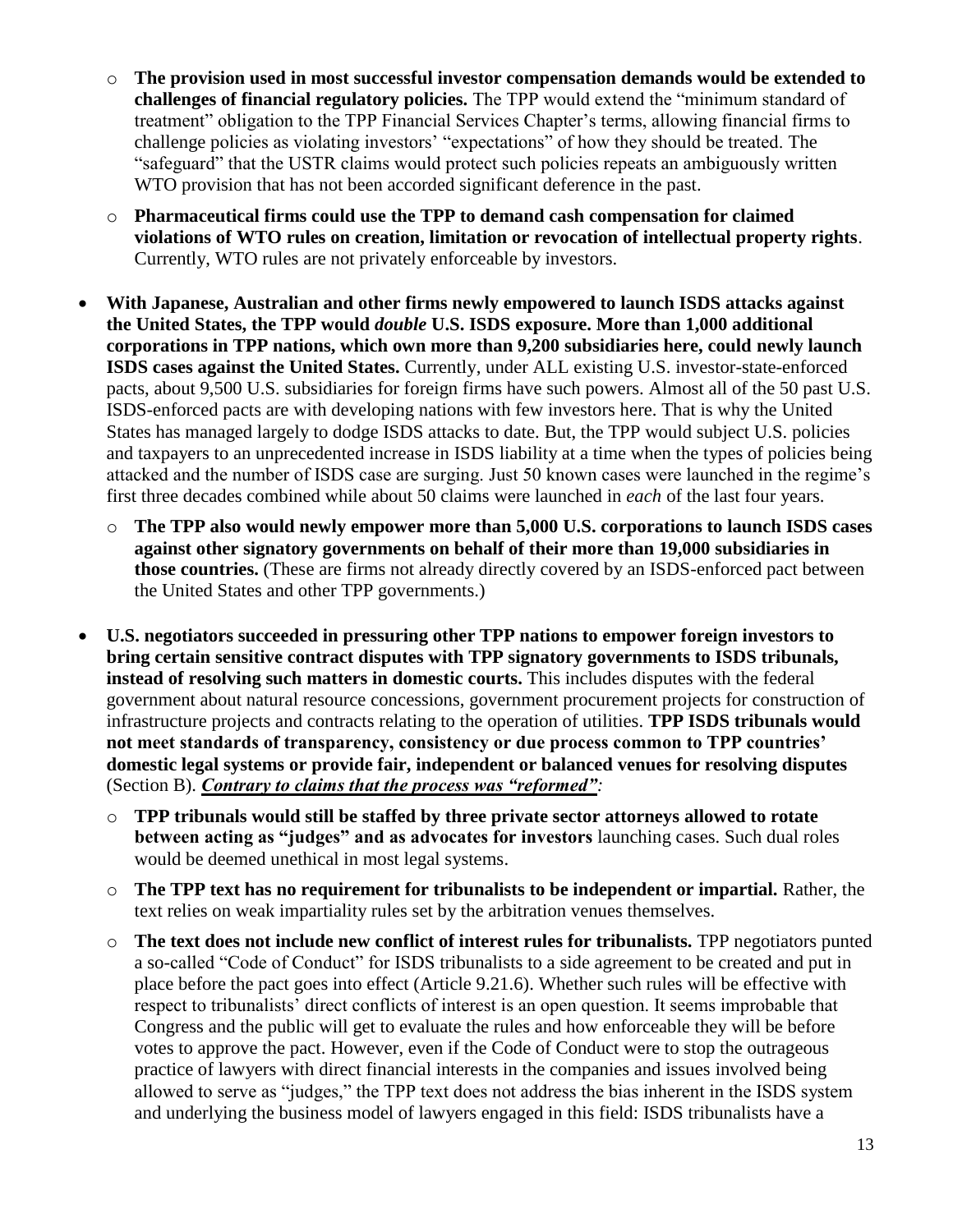- **The provision used in most successful investor compensation demands would be extended to challenges of financial regulatory policies.** The TPP would extend the "minimum standard of treatment" obligation to the TPP Financial Services Chapter's terms, allowing financial firms to challenge policies as violating investors' "expectations" of how they should be treated. The "safeguard" that the USTR claims would protect such policies repeats an ambiguously written WTO provision that has not been accorded significant deference in the past.
  - **Pharmaceutical firms could use the TPP to demand cash compensation for claimed violations of WTO rules on creation, limitation or revocation of intellectual property rights**. Currently, WTO rules are not privately enforceable by investors.

- **With Japanese, Australian and other firms newly empowered to launch ISDS attacks against the United States, the TPP would *double* U.S. ISDS exposure. More than 1,000 additional corporations in TPP nations, which own more than 9,200 subsidiaries here, could newly launch ISDS cases against the United States.** Currently, under ALL existing U.S. investor-state-enforced pacts, about 9,500 U.S. subsidiaries for foreign firms have such powers. Almost all of the 50 past U.S. ISDS-enforced pacts are with developing nations with few investors here. That is why the United States has managed largely to dodge ISDS attacks to date. But, the TPP would subject U.S. policies and taxpayers to an unprecedented increase in ISDS liability at a time when the types of policies being attacked and the number of ISDS case are surging. Just 50 known cases were launched in the regime's first three decades combined while about 50 claims were launched in *each* of the last four years.
  - **The TPP also would newly empower more than 5,000 U.S. corporations to launch ISDS cases against other signatory governments on behalf of their more than 19,000 subsidiaries in those countries.** (These are firms not already directly covered by an ISDS-enforced pact between the United States and other TPP governments.)

- **U.S. negotiators succeeded in pressuring other TPP nations to empower foreign investors to bring certain sensitive contract disputes with TPP signatory governments to ISDS tribunals, instead of resolving such matters in domestic courts.** This includes disputes with the federal government about natural resource concessions, government procurement projects for construction of infrastructure projects and contracts relating to the operation of utilities. **TPP ISDS tribunals would not meet standards of transparency, consistency or due process common to TPP countries' domestic legal systems or provide fair, independent or balanced venues for resolving disputes** (Section B). ***<u>Contrary to claims that the process was "reformed"</u>:***
  - **TPP tribunals would still be staffed by three private sector attorneys allowed to rotate between acting as "judges" and as advocates for investors** launching cases. Such dual roles would be deemed unethical in most legal systems.
  - **The TPP text has no requirement for tribunalists to be independent or impartial.** Rather, the text relies on weak impartiality rules set by the arbitration venues themselves.
  - **The text does not include new conflict of interest rules for tribunalists.** TPP negotiators punted a so-called "Code of Conduct" for ISDS tribunalists to a side agreement to be created and put in place before the pact goes into effect (Article 9.21.6). Whether such rules will be effective with respect to tribunalists' direct conflicts of interest is an open question. It seems improbable that Congress and the public will get to evaluate the rules and how enforceable they will be before votes to approve the pact. However, even if the Code of Conduct were to stop the outrageous practice of lawyers with direct financial interests in the companies and issues involved being allowed to serve as "judges," the TPP text does not address the bias inherent in the ISDS system and underlying the business model of lawyers engaged in this field: ISDS tribunalists have a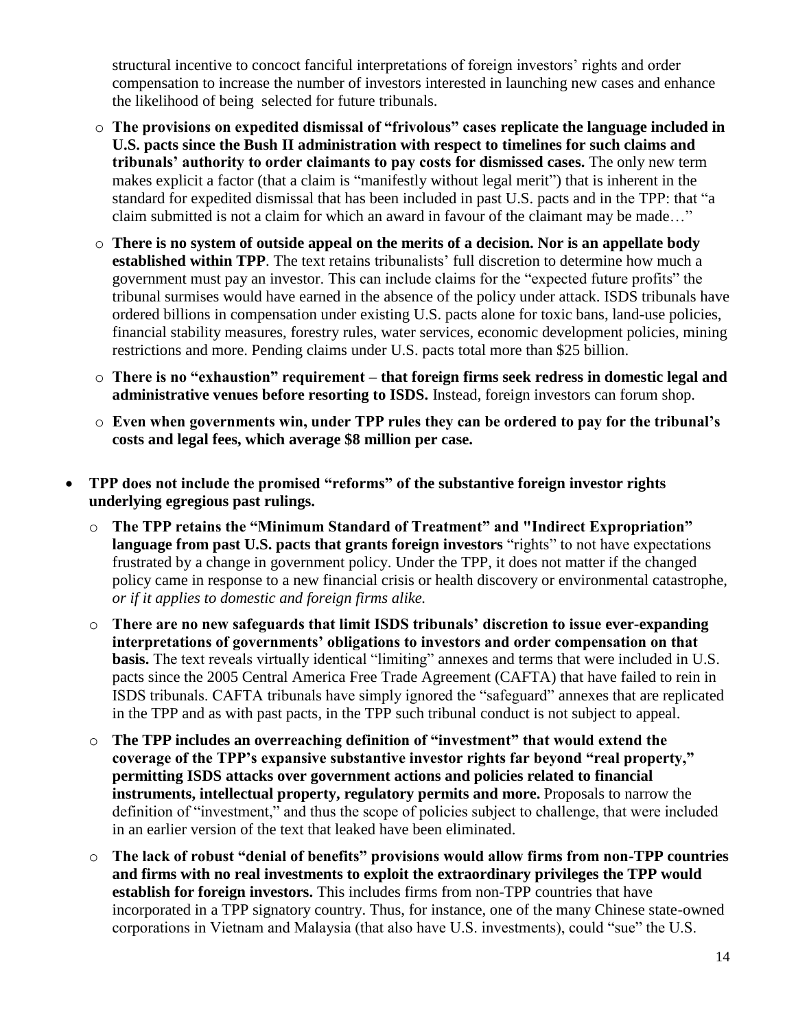structural incentive to concoct fanciful interpretations of foreign investors' rights and order compensation to increase the number of investors interested in launching new cases and enhance the likelihood of being selected for future tribunals.

- **The provisions on expedited dismissal of "frivolous" cases replicate the language included in U.S. pacts since the Bush II administration with respect to timelines for such claims and tribunals' authority to order claimants to pay costs for dismissed cases.** The only new term makes explicit a factor (that a claim is "manifestly without legal merit") that is inherent in the standard for expedited dismissal that has been included in past U.S. pacts and in the TPP: that "a claim submitted is not a claim for which an award in favour of the claimant may be made…"
- **There is no system of outside appeal on the merits of a decision. Nor is an appellate body established within TPP**. The text retains tribunalists' full discretion to determine how much a government must pay an investor. This can include claims for the "expected future profits" the tribunal surmises would have earned in the absence of the policy under attack. ISDS tribunals have ordered billions in compensation under existing U.S. pacts alone for toxic bans, land-use policies, financial stability measures, forestry rules, water services, economic development policies, mining restrictions and more. Pending claims under U.S. pacts total more than $25 billion.
- **There is no "exhaustion" requirement – that foreign firms seek redress in domestic legal and administrative venues before resorting to ISDS.** Instead, foreign investors can forum shop.
- **Even when governments win, under TPP rules they can be ordered to pay for the tribunal's costs and legal fees, which average $8 million per case.**

- **TPP does not include the promised "reforms" of the substantive foreign investor rights underlying egregious past rulings.**
  - **The TPP retains the "Minimum Standard of Treatment" and "Indirect Expropriation" language from past U.S. pacts that grants foreign investors** "rights" to not have expectations frustrated by a change in government policy. Under the TPP, it does not matter if the changed policy came in response to a new financial crisis or health discovery or environmental catastrophe, *or if it applies to domestic and foreign firms alike.*
  - **There are no new safeguards that limit ISDS tribunals' discretion to issue ever-expanding interpretations of governments' obligations to investors and order compensation on that basis.** The text reveals virtually identical "limiting" annexes and terms that were included in U.S. pacts since the 2005 Central America Free Trade Agreement (CAFTA) that have failed to rein in ISDS tribunals. CAFTA tribunals have simply ignored the "safeguard" annexes that are replicated in the TPP and as with past pacts, in the TPP such tribunal conduct is not subject to appeal.
  - **The TPP includes an overreaching definition of "investment" that would extend the coverage of the TPP's expansive substantive investor rights far beyond "real property," permitting ISDS attacks over government actions and policies related to financial instruments, intellectual property, regulatory permits and more.** Proposals to narrow the definition of "investment," and thus the scope of policies subject to challenge, that were included in an earlier version of the text that leaked have been eliminated.
  - **The lack of robust "denial of benefits" provisions would allow firms from non-TPP countries and firms with no real investments to exploit the extraordinary privileges the TPP would establish for foreign investors.** This includes firms from non-TPP countries that have incorporated in a TPP signatory country. Thus, for instance, one of the many Chinese state-owned corporations in Vietnam and Malaysia (that also have U.S. investments), could "sue" the U.S.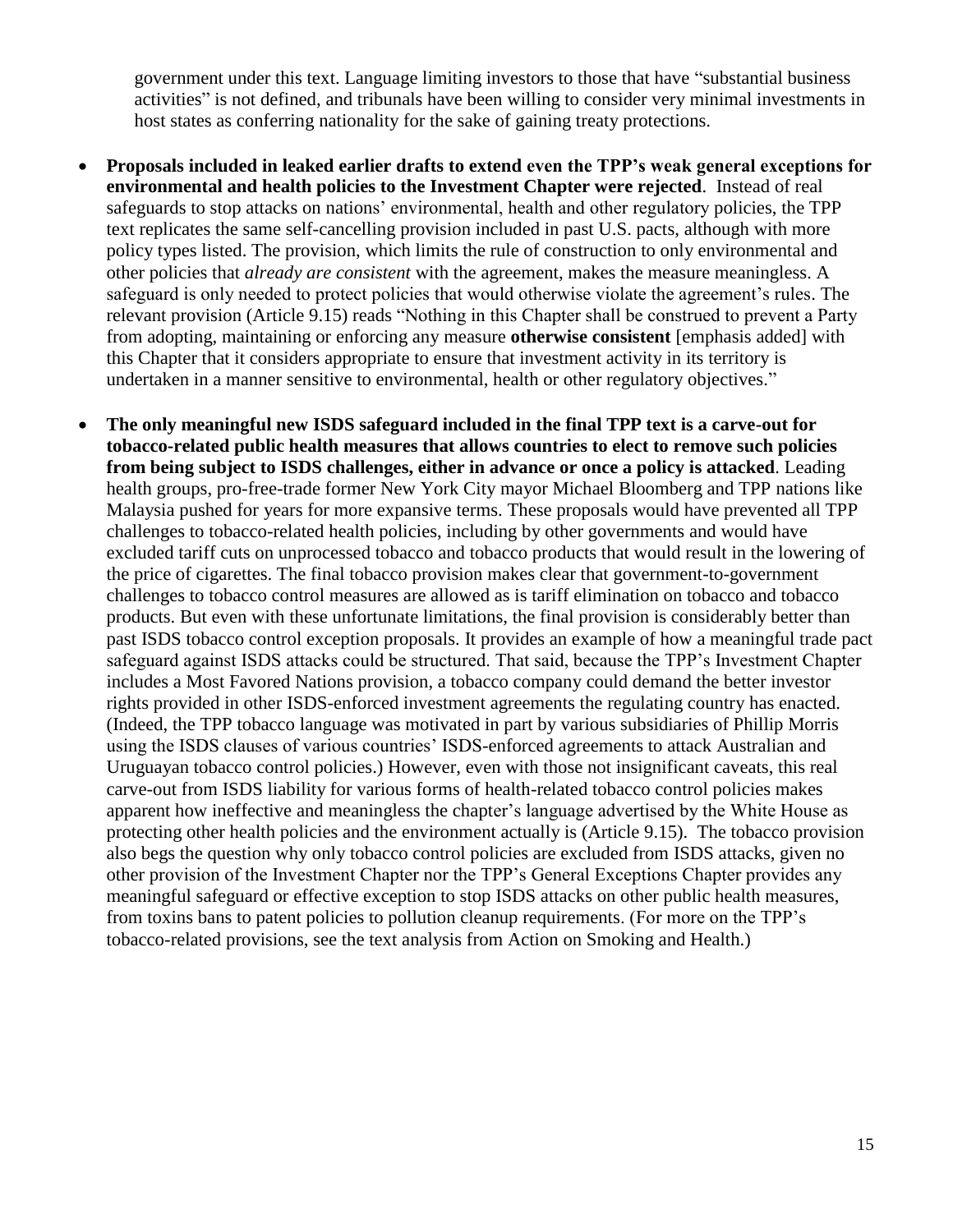government under this text. Language limiting investors to those that have "substantial business activities" is not defined, and tribunals have been willing to consider very minimal investments in host states as conferring nationality for the sake of gaining treaty protections.

- **Proposals included in leaked earlier drafts to extend even the TPP's weak general exceptions for environmental and health policies to the Investment Chapter were rejected**. Instead of real safeguards to stop attacks on nations' environmental, health and other regulatory policies, the TPP text replicates the same self-cancelling provision included in past U.S. pacts, although with more policy types listed. The provision, which limits the rule of construction to only environmental and other policies that *already are consistent* with the agreement, makes the measure meaningless. A safeguard is only needed to protect policies that would otherwise violate the agreement's rules. The relevant provision (Article 9.15) reads "Nothing in this Chapter shall be construed to prevent a Party from adopting, maintaining or enforcing any measure **otherwise consistent** [emphasis added] with this Chapter that it considers appropriate to ensure that investment activity in its territory is undertaken in a manner sensitive to environmental, health or other regulatory objectives."

- **The only meaningful new ISDS safeguard included in the final TPP text is a carve-out for tobacco-related public health measures that allows countries to elect to remove such policies from being subject to ISDS challenges, either in advance or once a policy is attacked**. Leading health groups, pro-free-trade former New York City mayor Michael Bloomberg and TPP nations like Malaysia pushed for years for more expansive terms. These proposals would have prevented all TPP challenges to tobacco-related health policies, including by other governments and would have excluded tariff cuts on unprocessed tobacco and tobacco products that would result in the lowering of the price of cigarettes. The final tobacco provision makes clear that government-to-government challenges to tobacco control measures are allowed as is tariff elimination on tobacco and tobacco products. But even with these unfortunate limitations, the final provision is considerably better than past ISDS tobacco control exception proposals. It provides an example of how a meaningful trade pact safeguard against ISDS attacks could be structured. That said, because the TPP's Investment Chapter includes a Most Favored Nations provision, a tobacco company could demand the better investor rights provided in other ISDS-enforced investment agreements the regulating country has enacted. (Indeed, the TPP tobacco language was motivated in part by various subsidiaries of Phillip Morris using the ISDS clauses of various countries' ISDS-enforced agreements to attack Australian and Uruguayan tobacco control policies.) However, even with those not insignificant caveats, this real carve-out from ISDS liability for various forms of health-related tobacco control policies makes apparent how ineffective and meaningless the chapter's language advertised by the White House as protecting other health policies and the environment actually is (Article 9.15). The tobacco provision also begs the question why only tobacco control policies are excluded from ISDS attacks, given no other provision of the Investment Chapter nor the TPP's General Exceptions Chapter provides any meaningful safeguard or effective exception to stop ISDS attacks on other public health measures, from toxins bans to patent policies to pollution cleanup requirements. (For more on the TPP's tobacco-related provisions, see the text analysis from Action on Smoking and Health.)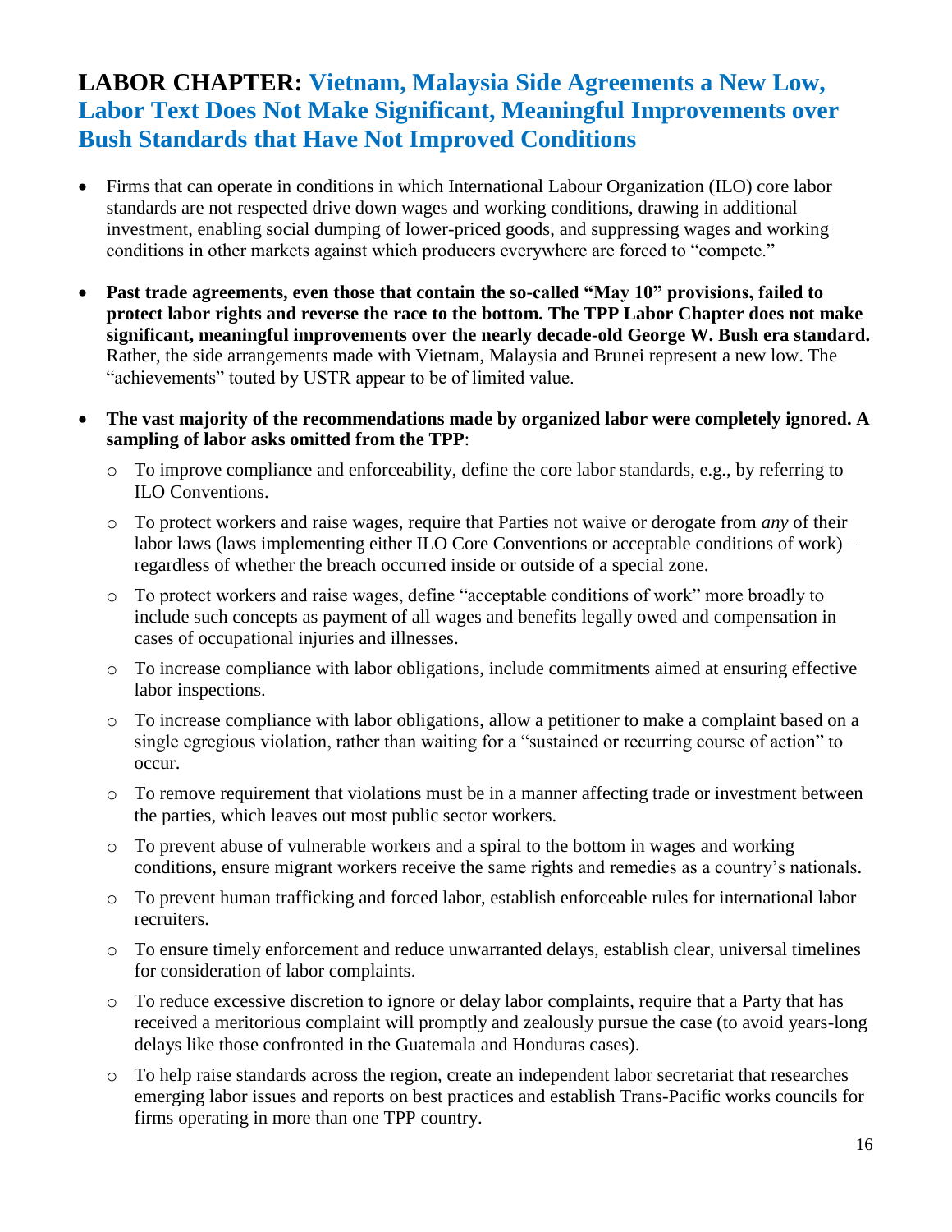## **LABOR CHAPTER:** Vietnam, Malaysia Side Agreements a New Low, Labor Text Does Not Make Significant, Meaningful Improvements over Bush Standards that Have Not Improved Conditions

- Firms that can operate in conditions in which International Labour Organization (ILO) core labor standards are not respected drive down wages and working conditions, drawing in additional investment, enabling social dumping of lower-priced goods, and suppressing wages and working conditions in other markets against which producers everywhere are forced to "compete."
- **Past trade agreements, even those that contain the so-called "May 10" provisions, failed to protect labor rights and reverse the race to the bottom. The TPP Labor Chapter does not make significant, meaningful improvements over the nearly decade-old George W. Bush era standard.** Rather, the side arrangements made with Vietnam, Malaysia and Brunei represent a new low. The "achievements" touted by USTR appear to be of limited value.
- **The vast majority of the recommendations made by organized labor were completely ignored. A sampling of labor asks omitted from the TPP**:
  - To improve compliance and enforceability, define the core labor standards, e.g., by referring to ILO Conventions.
  - To protect workers and raise wages, require that Parties not waive or derogate from *any* of their labor laws (laws implementing either ILO Core Conventions or acceptable conditions of work) – regardless of whether the breach occurred inside or outside of a special zone.
  - To protect workers and raise wages, define "acceptable conditions of work" more broadly to include such concepts as payment of all wages and benefits legally owed and compensation in cases of occupational injuries and illnesses.
  - To increase compliance with labor obligations, include commitments aimed at ensuring effective labor inspections.
  - To increase compliance with labor obligations, allow a petitioner to make a complaint based on a single egregious violation, rather than waiting for a "sustained or recurring course of action" to occur.
  - To remove requirement that violations must be in a manner affecting trade or investment between the parties, which leaves out most public sector workers.
  - To prevent abuse of vulnerable workers and a spiral to the bottom in wages and working conditions, ensure migrant workers receive the same rights and remedies as a country's nationals.
  - To prevent human trafficking and forced labor, establish enforceable rules for international labor recruiters.
  - To ensure timely enforcement and reduce unwarranted delays, establish clear, universal timelines for consideration of labor complaints.
  - To reduce excessive discretion to ignore or delay labor complaints, require that a Party that has received a meritorious complaint will promptly and zealously pursue the case (to avoid years-long delays like those confronted in the Guatemala and Honduras cases).
  - To help raise standards across the region, create an independent labor secretariat that researches emerging labor issues and reports on best practices and establish Trans-Pacific works councils for firms operating in more than one TPP country.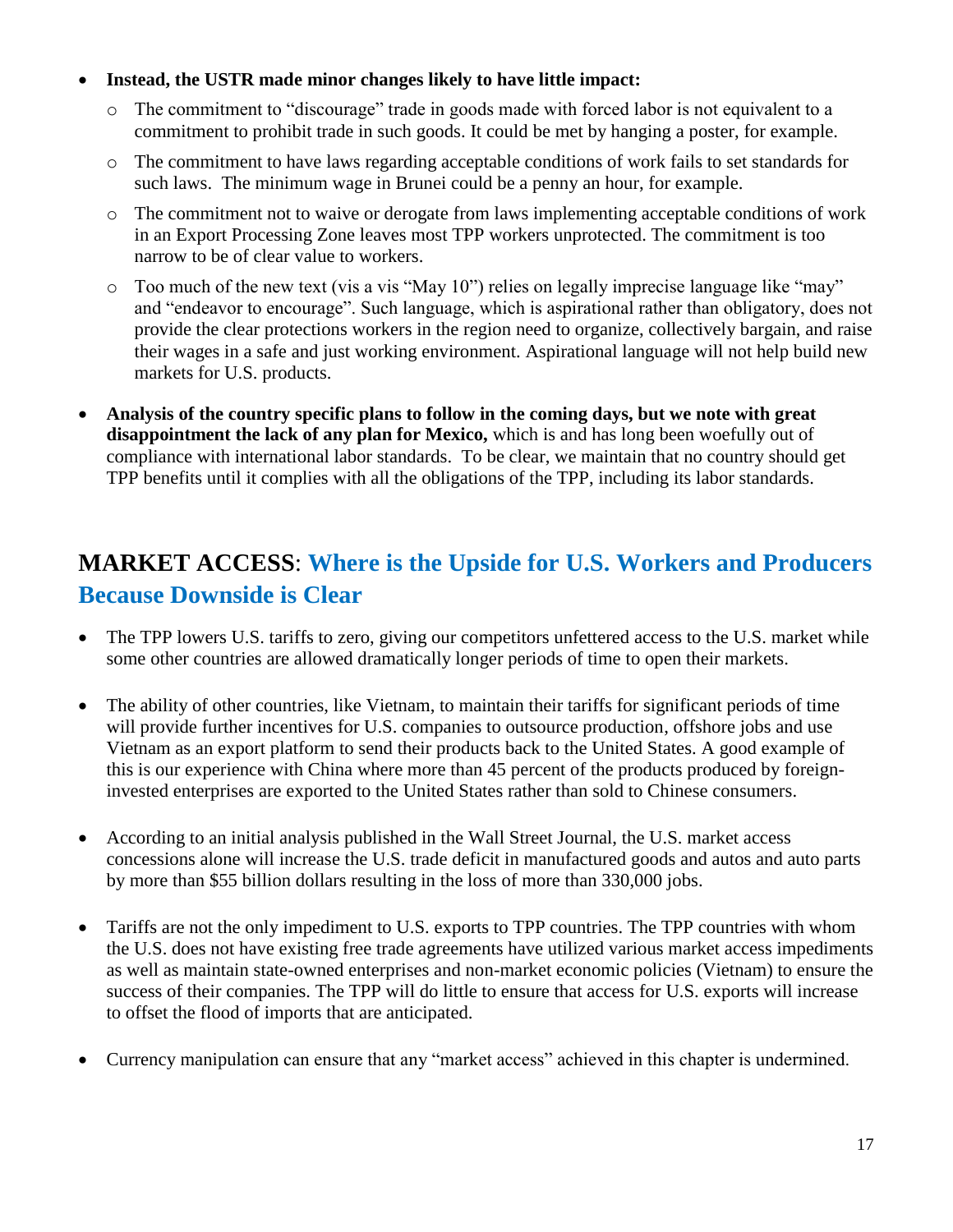- **Instead, the USTR made minor changes likely to have little impact:**
  - The commitment to "discourage" trade in goods made with forced labor is not equivalent to a commitment to prohibit trade in such goods. It could be met by hanging a poster, for example.
  - The commitment to have laws regarding acceptable conditions of work fails to set standards for such laws. The minimum wage in Brunei could be a penny an hour, for example.
  - The commitment not to waive or derogate from laws implementing acceptable conditions of work in an Export Processing Zone leaves most TPP workers unprotected. The commitment is too narrow to be of clear value to workers.
  - Too much of the new text (vis a vis "May 10") relies on legally imprecise language like "may" and "endeavor to encourage". Such language, which is aspirational rather than obligatory, does not provide the clear protections workers in the region need to organize, collectively bargain, and raise their wages in a safe and just working environment. Aspirational language will not help build new markets for U.S. products.

- **Analysis of the country specific plans to follow in the coming days, but we note with great disappointment the lack of any plan for Mexico,** which is and has long been woefully out of compliance with international labor standards. To be clear, we maintain that no country should get TPP benefits until it complies with all the obligations of the TPP, including its labor standards.

## MARKET ACCESS: Where is the Upside for U.S. Workers and Producers Because Downside is Clear

- The TPP lowers U.S. tariffs to zero, giving our competitors unfettered access to the U.S. market while some other countries are allowed dramatically longer periods of time to open their markets.

- The ability of other countries, like Vietnam, to maintain their tariffs for significant periods of time will provide further incentives for U.S. companies to outsource production, offshore jobs and use Vietnam as an export platform to send their products back to the United States. A good example of this is our experience with China where more than 45 percent of the products produced by foreign-invested enterprises are exported to the United States rather than sold to Chinese consumers.

- According to an initial analysis published in the Wall Street Journal, the U.S. market access concessions alone will increase the U.S. trade deficit in manufactured goods and autos and auto parts by more than $55 billion dollars resulting in the loss of more than 330,000 jobs.

- Tariffs are not the only impediment to U.S. exports to TPP countries. The TPP countries with whom the U.S. does not have existing free trade agreements have utilized various market access impediments as well as maintain state-owned enterprises and non-market economic policies (Vietnam) to ensure the success of their companies. The TPP will do little to ensure that access for U.S. exports will increase to offset the flood of imports that are anticipated.

- Currency manipulation can ensure that any "market access" achieved in this chapter is undermined.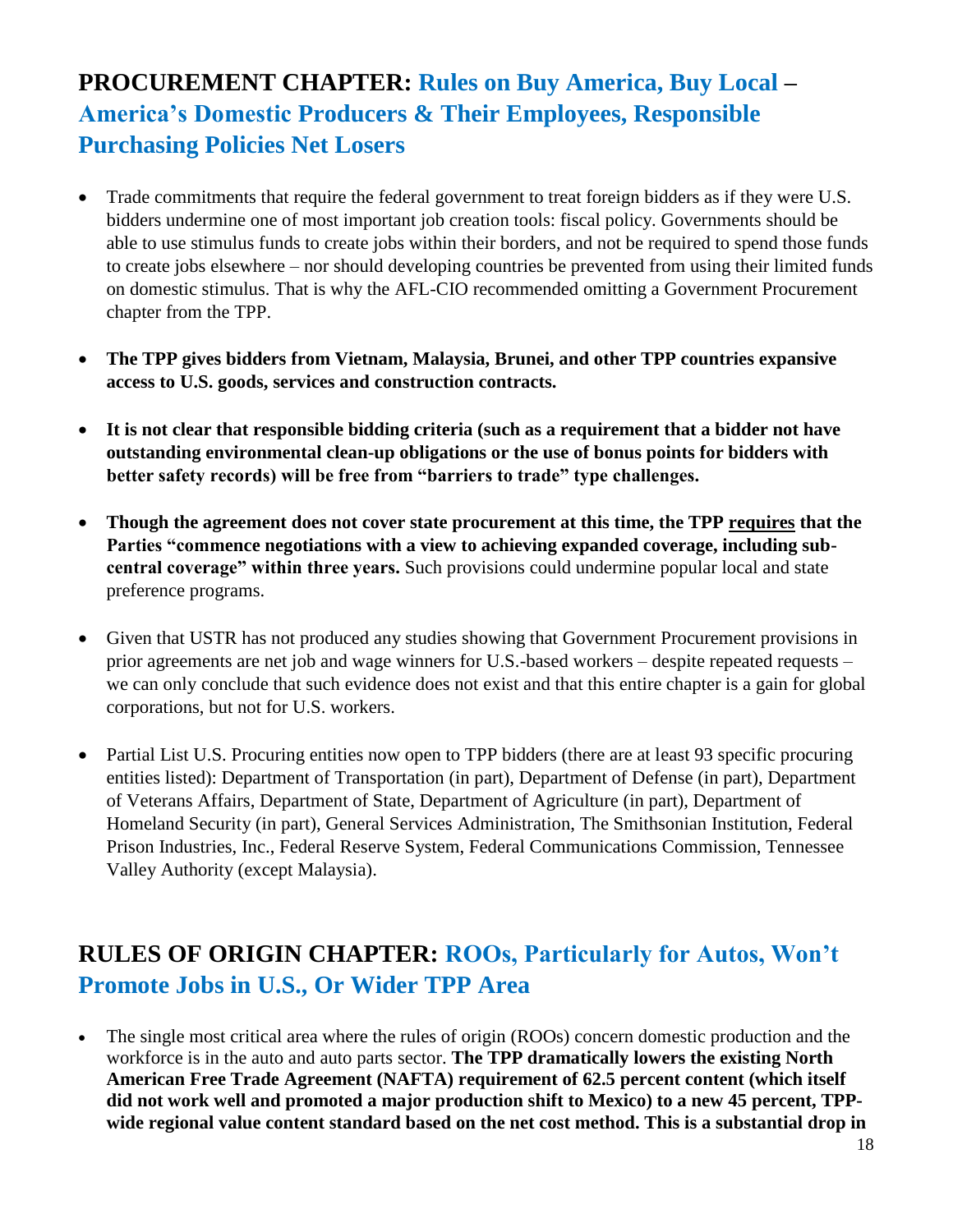## **PROCUREMENT CHAPTER:** Rules on Buy America, Buy Local – America's Domestic Producers & Their Employees, Responsible Purchasing Policies Net Losers

- Trade commitments that require the federal government to treat foreign bidders as if they were U.S. bidders undermine one of most important job creation tools: fiscal policy. Governments should be able to use stimulus funds to create jobs within their borders, and not be required to spend those funds to create jobs elsewhere – nor should developing countries be prevented from using their limited funds on domestic stimulus. That is why the AFL-CIO recommended omitting a Government Procurement chapter from the TPP.

- **The TPP gives bidders from Vietnam, Malaysia, Brunei, and other TPP countries expansive access to U.S. goods, services and construction contracts.**

- **It is not clear that responsible bidding criteria (such as a requirement that a bidder not have outstanding environmental clean-up obligations or the use of bonus points for bidders with better safety records) will be free from "barriers to trade" type challenges.**

- **Though the agreement does not cover state procurement at this time, the TPP requires that the Parties "commence negotiations with a view to achieving expanded coverage, including sub-central coverage" within three years.** Such provisions could undermine popular local and state preference programs.

- Given that USTR has not produced any studies showing that Government Procurement provisions in prior agreements are net job and wage winners for U.S.-based workers – despite repeated requests – we can only conclude that such evidence does not exist and that this entire chapter is a gain for global corporations, but not for U.S. workers.

- Partial List U.S. Procuring entities now open to TPP bidders (there are at least 93 specific procuring entities listed): Department of Transportation (in part), Department of Defense (in part), Department of Veterans Affairs, Department of State, Department of Agriculture (in part), Department of Homeland Security (in part), General Services Administration, The Smithsonian Institution, Federal Prison Industries, Inc., Federal Reserve System, Federal Communications Commission, Tennessee Valley Authority (except Malaysia).

## **RULES OF ORIGIN CHAPTER:** ROOs, Particularly for Autos, Won't Promote Jobs in U.S., Or Wider TPP Area

- The single most critical area where the rules of origin (ROOs) concern domestic production and the workforce is in the auto and auto parts sector. **The TPP dramatically lowers the existing North American Free Trade Agreement (NAFTA) requirement of 62.5 percent content (which itself did not work well and promoted a major production shift to Mexico) to a new 45 percent, TPP-wide regional value content standard based on the net cost method. This is a substantial drop in**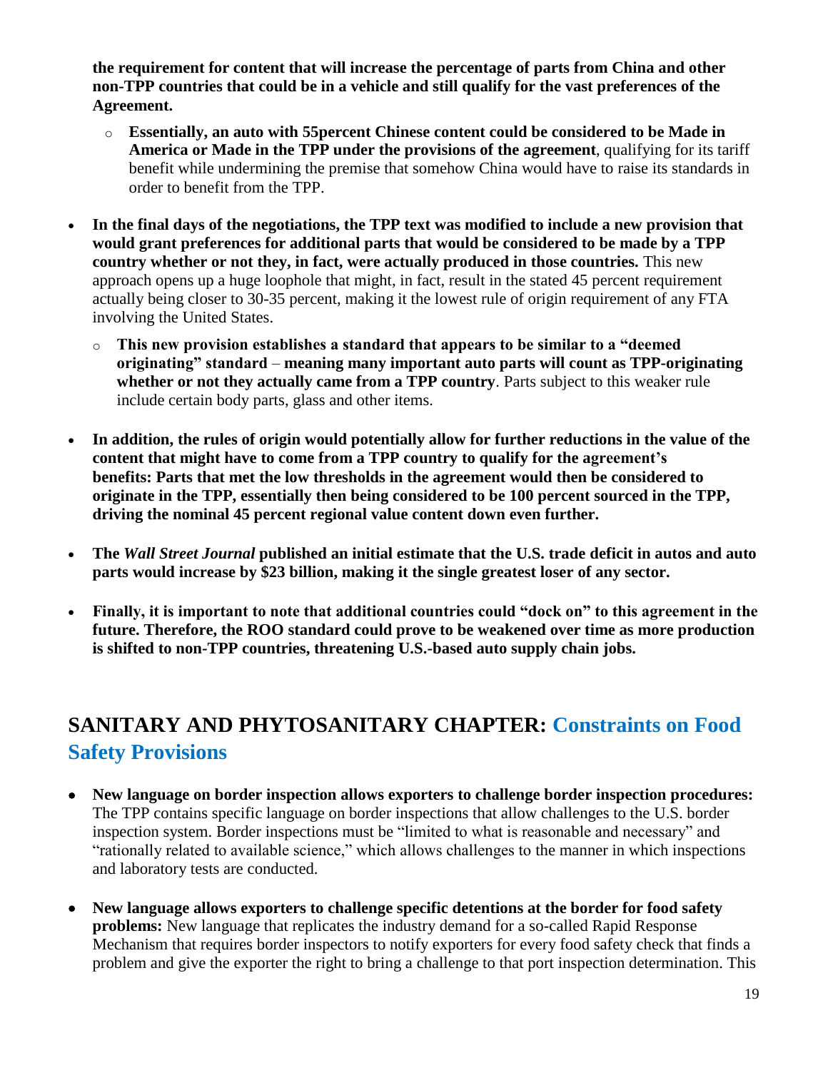**the requirement for content that will increase the percentage of parts from China and other non-TPP countries that could be in a vehicle and still qualify for the vast preferences of the Agreement.**

  - **Essentially, an auto with 55percent Chinese content could be considered to be Made in America or Made in the TPP under the provisions of the agreement**, qualifying for its tariff benefit while undermining the premise that somehow China would have to raise its standards in order to benefit from the TPP.

- **In the final days of the negotiations, the TPP text was modified to include a new provision that would grant preferences for additional parts that would be considered to be made by a TPP country whether or not they, in fact, were actually produced in those countries.** This new approach opens up a huge loophole that might, in fact, result in the stated 45 percent requirement actually being closer to 30-35 percent, making it the lowest rule of origin requirement of any FTA involving the United States.

  - **This new provision establishes a standard that appears to be similar to a "deemed originating" standard** – **meaning many important auto parts will count as TPP-originating whether or not they actually came from a TPP country**. Parts subject to this weaker rule include certain body parts, glass and other items.

- **In addition, the rules of origin would potentially allow for further reductions in the value of the content that might have to come from a TPP country to qualify for the agreement's benefits: Parts that met the low thresholds in the agreement would then be considered to originate in the TPP, essentially then being considered to be 100 percent sourced in the TPP, driving the nominal 45 percent regional value content down even further.**

- **The *Wall Street Journal* published an initial estimate that the U.S. trade deficit in autos and auto parts would increase by $23 billion, making it the single greatest loser of any sector.**

- **Finally, it is important to note that additional countries could "dock on" to this agreement in the future. Therefore, the ROO standard could prove to be weakened over time as more production is shifted to non-TPP countries, threatening U.S.-based auto supply chain jobs.**

## SANITARY AND PHYTOSANITARY CHAPTER: Constraints on Food Safety Provisions

- **New language on border inspection allows exporters to challenge border inspection procedures:** The TPP contains specific language on border inspections that allow challenges to the U.S. border inspection system. Border inspections must be "limited to what is reasonable and necessary" and "rationally related to available science," which allows challenges to the manner in which inspections and laboratory tests are conducted.

- **New language allows exporters to challenge specific detentions at the border for food safety problems:** New language that replicates the industry demand for a so-called Rapid Response Mechanism that requires border inspectors to notify exporters for every food safety check that finds a problem and give the exporter the right to bring a challenge to that port inspection determination. This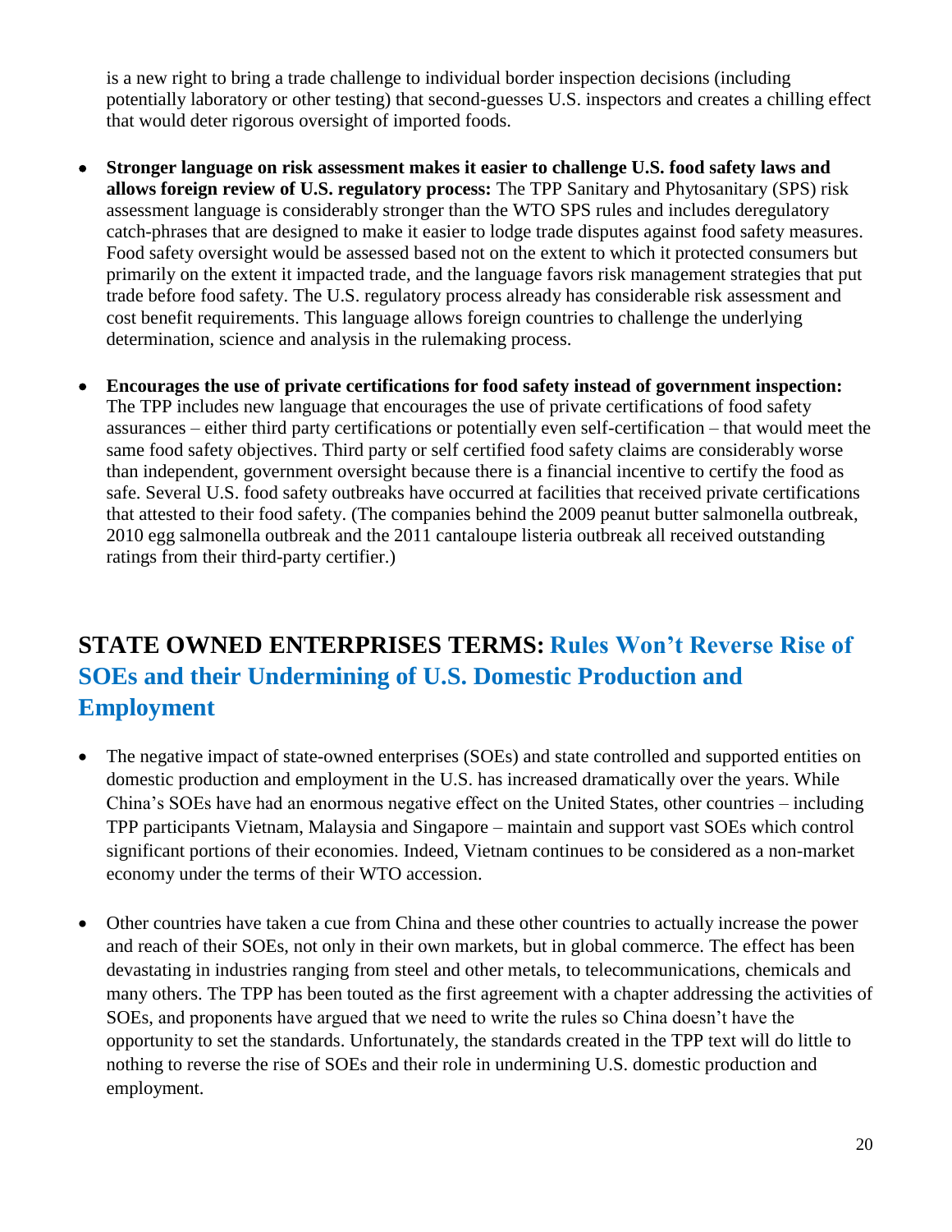is a new right to bring a trade challenge to individual border inspection decisions (including potentially laboratory or other testing) that second-guesses U.S. inspectors and creates a chilling effect that would deter rigorous oversight of imported foods.

- **Stronger language on risk assessment makes it easier to challenge U.S. food safety laws and allows foreign review of U.S. regulatory process:** The TPP Sanitary and Phytosanitary (SPS) risk assessment language is considerably stronger than the WTO SPS rules and includes deregulatory catch-phrases that are designed to make it easier to lodge trade disputes against food safety measures. Food safety oversight would be assessed based not on the extent to which it protected consumers but primarily on the extent it impacted trade, and the language favors risk management strategies that put trade before food safety. The U.S. regulatory process already has considerable risk assessment and cost benefit requirements. This language allows foreign countries to challenge the underlying determination, science and analysis in the rulemaking process.

- **Encourages the use of private certifications for food safety instead of government inspection:** The TPP includes new language that encourages the use of private certifications of food safety assurances – either third party certifications or potentially even self-certification – that would meet the same food safety objectives. Third party or self certified food safety claims are considerably worse than independent, government oversight because there is a financial incentive to certify the food as safe. Several U.S. food safety outbreaks have occurred at facilities that received private certifications that attested to their food safety. (The companies behind the 2009 peanut butter salmonella outbreak, 2010 egg salmonella outbreak and the 2011 cantaloupe listeria outbreak all received outstanding ratings from their third-party certifier.)

## STATE OWNED ENTERPRISES TERMS: Rules Won't Reverse Rise of SOEs and their Undermining of U.S. Domestic Production and Employment

- The negative impact of state-owned enterprises (SOEs) and state controlled and supported entities on domestic production and employment in the U.S. has increased dramatically over the years. While China's SOEs have had an enormous negative effect on the United States, other countries – including TPP participants Vietnam, Malaysia and Singapore – maintain and support vast SOEs which control significant portions of their economies. Indeed, Vietnam continues to be considered as a non-market economy under the terms of their WTO accession.

- Other countries have taken a cue from China and these other countries to actually increase the power and reach of their SOEs, not only in their own markets, but in global commerce. The effect has been devastating in industries ranging from steel and other metals, to telecommunications, chemicals and many others. The TPP has been touted as the first agreement with a chapter addressing the activities of SOEs, and proponents have argued that we need to write the rules so China doesn't have the opportunity to set the standards. Unfortunately, the standards created in the TPP text will do little to nothing to reverse the rise of SOEs and their role in undermining U.S. domestic production and employment.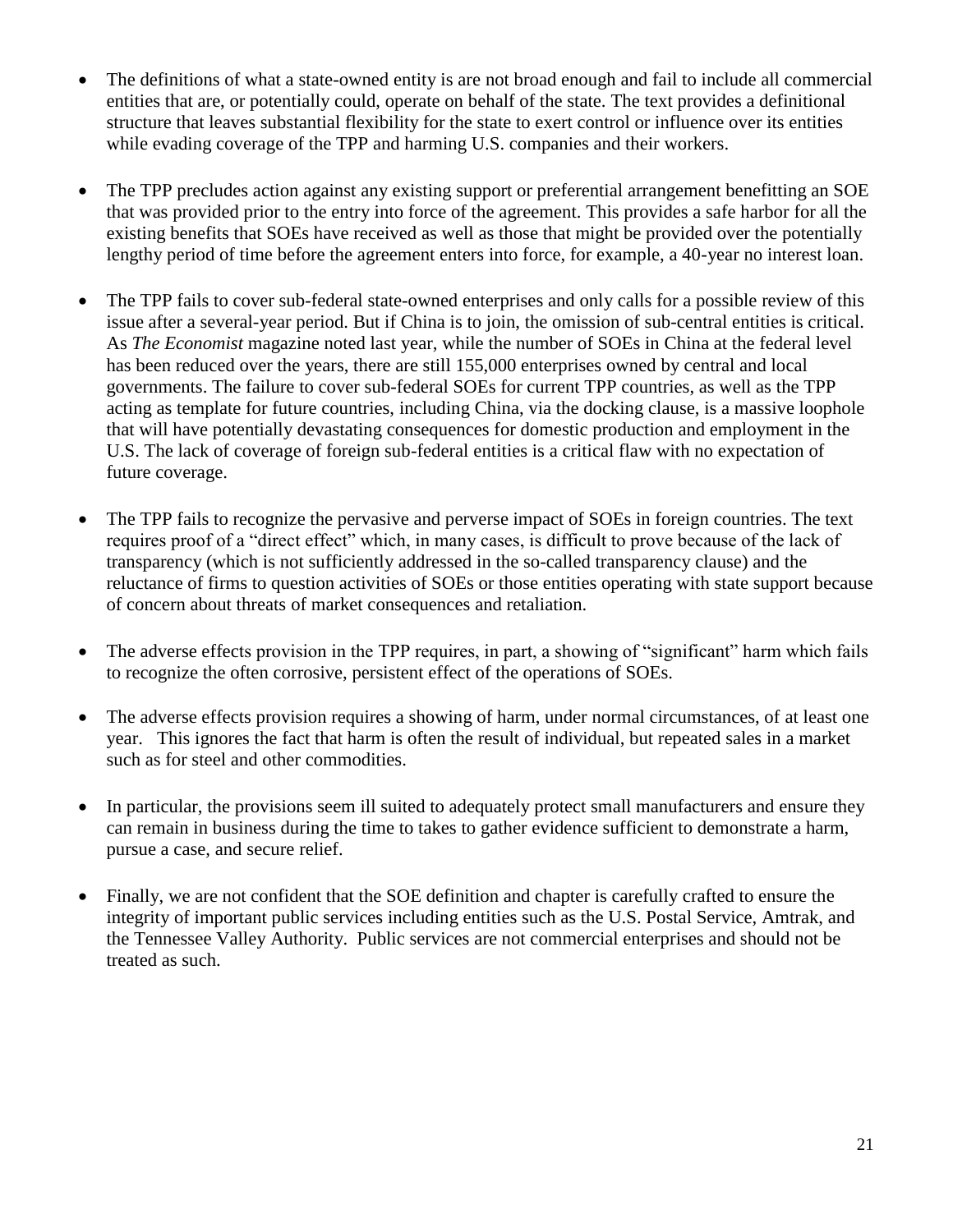- The definitions of what a state-owned entity is are not broad enough and fail to include all commercial entities that are, or potentially could, operate on behalf of the state. The text provides a definitional structure that leaves substantial flexibility for the state to exert control or influence over its entities while evading coverage of the TPP and harming U.S. companies and their workers.

- The TPP precludes action against any existing support or preferential arrangement benefitting an SOE that was provided prior to the entry into force of the agreement. This provides a safe harbor for all the existing benefits that SOEs have received as well as those that might be provided over the potentially lengthy period of time before the agreement enters into force, for example, a 40-year no interest loan.

- The TPP fails to cover sub-federal state-owned enterprises and only calls for a possible review of this issue after a several-year period. But if China is to join, the omission of sub-central entities is critical. As *The Economist* magazine noted last year, while the number of SOEs in China at the federal level has been reduced over the years, there are still 155,000 enterprises owned by central and local governments. The failure to cover sub-federal SOEs for current TPP countries, as well as the TPP acting as template for future countries, including China, via the docking clause, is a massive loophole that will have potentially devastating consequences for domestic production and employment in the U.S. The lack of coverage of foreign sub-federal entities is a critical flaw with no expectation of future coverage.

- The TPP fails to recognize the pervasive and perverse impact of SOEs in foreign countries. The text requires proof of a "direct effect" which, in many cases, is difficult to prove because of the lack of transparency (which is not sufficiently addressed in the so-called transparency clause) and the reluctance of firms to question activities of SOEs or those entities operating with state support because of concern about threats of market consequences and retaliation.

- The adverse effects provision in the TPP requires, in part, a showing of "significant" harm which fails to recognize the often corrosive, persistent effect of the operations of SOEs.

- The adverse effects provision requires a showing of harm, under normal circumstances, of at least one year. This ignores the fact that harm is often the result of individual, but repeated sales in a market such as for steel and other commodities.

- In particular, the provisions seem ill suited to adequately protect small manufacturers and ensure they can remain in business during the time to takes to gather evidence sufficient to demonstrate a harm, pursue a case, and secure relief.

- Finally, we are not confident that the SOE definition and chapter is carefully crafted to ensure the integrity of important public services including entities such as the U.S. Postal Service, Amtrak, and the Tennessee Valley Authority. Public services are not commercial enterprises and should not be treated as such.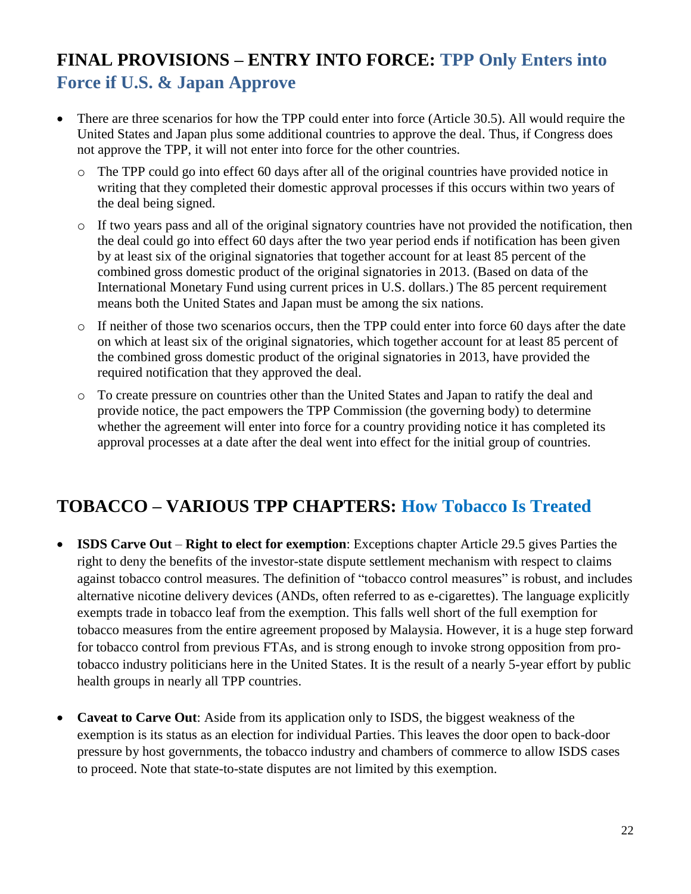## FINAL PROVISIONS – ENTRY INTO FORCE: TPP Only Enters into Force if U.S. & Japan Approve

- There are three scenarios for how the TPP could enter into force (Article 30.5). All would require the United States and Japan plus some additional countries to approve the deal. Thus, if Congress does not approve the TPP, it will not enter into force for the other countries.
  - The TPP could go into effect 60 days after all of the original countries have provided notice in writing that they completed their domestic approval processes if this occurs within two years of the deal being signed.
  - If two years pass and all of the original signatory countries have not provided the notification, then the deal could go into effect 60 days after the two year period ends if notification has been given by at least six of the original signatories that together account for at least 85 percent of the combined gross domestic product of the original signatories in 2013. (Based on data of the International Monetary Fund using current prices in U.S. dollars.) The 85 percent requirement means both the United States and Japan must be among the six nations.
  - If neither of those two scenarios occurs, then the TPP could enter into force 60 days after the date on which at least six of the original signatories, which together account for at least 85 percent of the combined gross domestic product of the original signatories in 2013, have provided the required notification that they approved the deal.
  - To create pressure on countries other than the United States and Japan to ratify the deal and provide notice, the pact empowers the TPP Commission (the governing body) to determine whether the agreement will enter into force for a country providing notice it has completed its approval processes at a date after the deal went into effect for the initial group of countries.

## TOBACCO – VARIOUS TPP CHAPTERS: How Tobacco Is Treated

- **ISDS Carve Out** – **Right to elect for exemption**: Exceptions chapter Article 29.5 gives Parties the right to deny the benefits of the investor-state dispute settlement mechanism with respect to claims against tobacco control measures. The definition of "tobacco control measures" is robust, and includes alternative nicotine delivery devices (ANDs, often referred to as e-cigarettes). The language explicitly exempts trade in tobacco leaf from the exemption. This falls well short of the full exemption for tobacco measures from the entire agreement proposed by Malaysia. However, it is a huge step forward for tobacco control from previous FTAs, and is strong enough to invoke strong opposition from pro-tobacco industry politicians here in the United States. It is the result of a nearly 5-year effort by public health groups in nearly all TPP countries.

- **Caveat to Carve Out**: Aside from its application only to ISDS, the biggest weakness of the exemption is its status as an election for individual Parties. This leaves the door open to back-door pressure by host governments, the tobacco industry and chambers of commerce to allow ISDS cases to proceed. Note that state-to-state disputes are not limited by this exemption.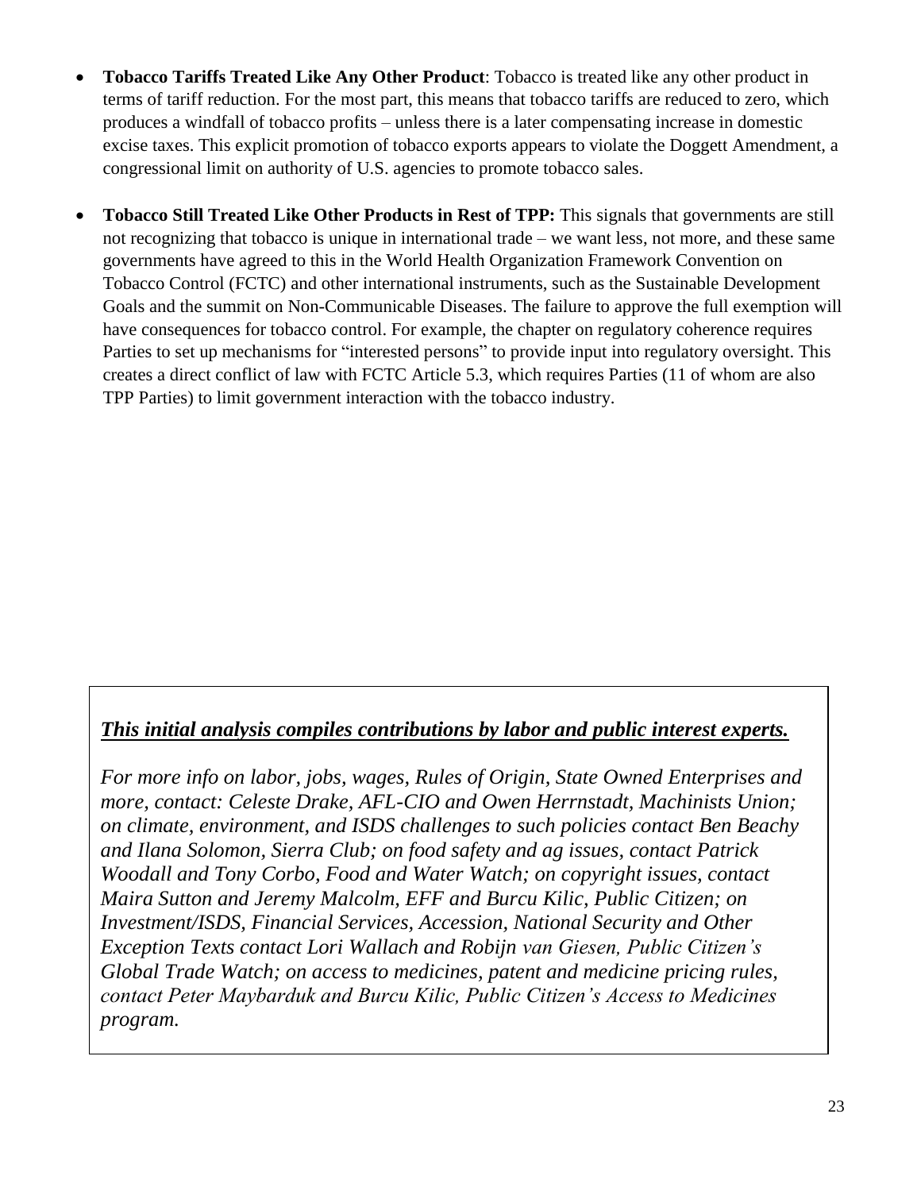- **Tobacco Tariffs Treated Like Any Other Product**: Tobacco is treated like any other product in terms of tariff reduction. For the most part, this means that tobacco tariffs are reduced to zero, which produces a windfall of tobacco profits – unless there is a later compensating increase in domestic excise taxes. This explicit promotion of tobacco exports appears to violate the Doggett Amendment, a congressional limit on authority of U.S. agencies to promote tobacco sales.

- **Tobacco Still Treated Like Other Products in Rest of TPP:** This signals that governments are still not recognizing that tobacco is unique in international trade – we want less, not more, and these same governments have agreed to this in the World Health Organization Framework Convention on Tobacco Control (FCTC) and other international instruments, such as the Sustainable Development Goals and the summit on Non-Communicable Diseases. The failure to approve the full exemption will have consequences for tobacco control. For example, the chapter on regulatory coherence requires Parties to set up mechanisms for "interested persons" to provide input into regulatory oversight. This creates a direct conflict of law with FCTC Article 5.3, which requires Parties (11 of whom are also TPP Parties) to limit government interaction with the tobacco industry.

***<u>This initial analysis compiles contributions by labor and public interest experts.</u>***

*For more info on labor, jobs, wages, Rules of Origin, State Owned Enterprises and more, contact: Celeste Drake, AFL-CIO and Owen Herrnstadt, Machinists Union; on climate, environment, and ISDS challenges to such policies contact Ben Beachy and Ilana Solomon, Sierra Club; on food safety and ag issues, contact Patrick Woodall and Tony Corbo, Food and Water Watch; on copyright issues, contact Maira Sutton and Jeremy Malcolm, EFF and Burcu Kilic, Public Citizen; on Investment/ISDS, Financial Services, Accession, National Security and Other Exception Texts contact Lori Wallach and Robijn van Giesen, Public Citizen's Global Trade Watch; on access to medicines, patent and medicine pricing rules, contact Peter Maybarduk and Burcu Kilic, Public Citizen's Access to Medicines program.*